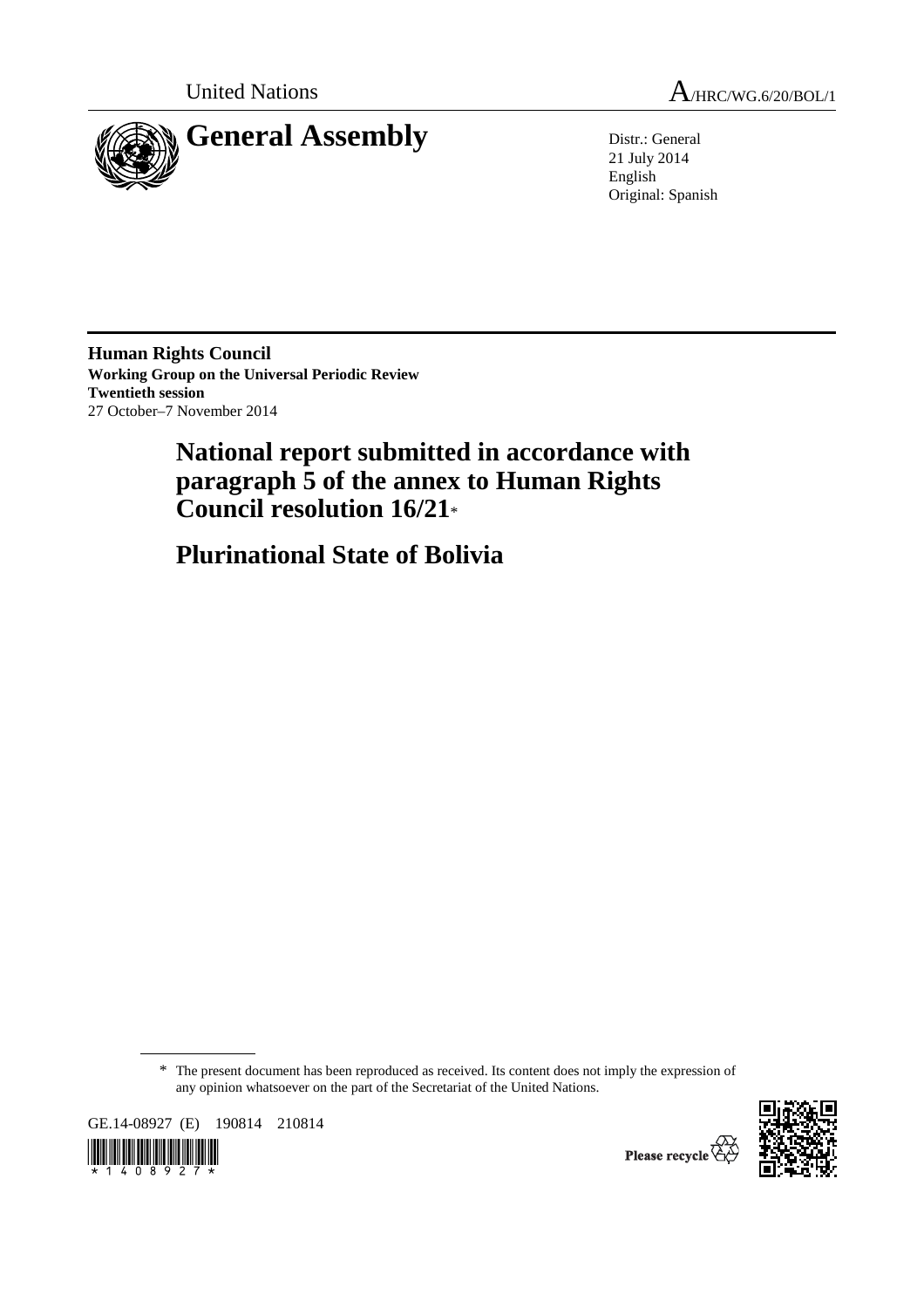United Nations

A/HRC/WG.6/20/BOL/1

# General Assembly

Distr.: General
21 July 2014
English
Original: Spanish

**Human Rights Council**
**Working Group on the Universal Periodic Review**
**Twentieth session**
27 October–7 November 2014

# National report submitted in accordance with paragraph 5 of the annex to Human Rights Council resolution 16/21*

# Plurinational State of Bolivia

\* The present document has been reproduced as received. Its content does not imply the expression of any opinion whatsoever on the part of the Secretariat of the United Nations.

GE.14-08927 (E) 190814 210814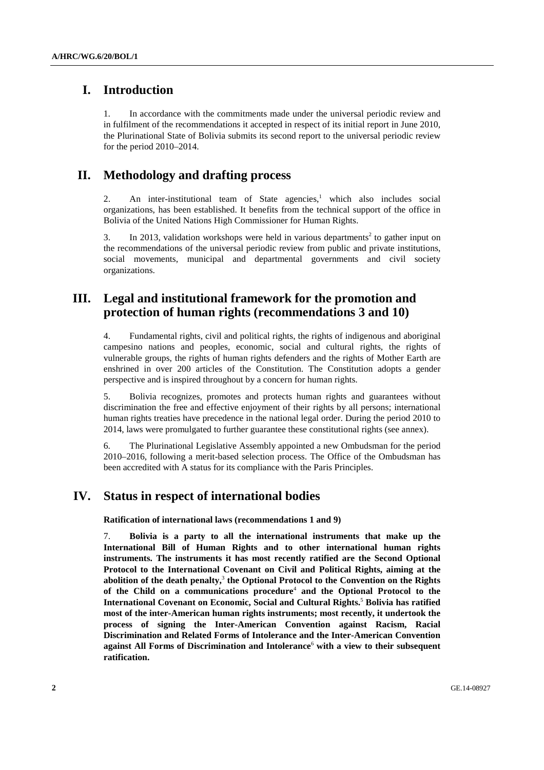# I. Introduction

1. In accordance with the commitments made under the universal periodic review and in fulfilment of the recommendations it accepted in respect of its initial report in June 2010, the Plurinational State of Bolivia submits its second report to the universal periodic review for the period 2010–2014.

# II. Methodology and drafting process

2. An inter-institutional team of State agencies,[1] which also includes social organizations, has been established. It benefits from the technical support of the office in Bolivia of the United Nations High Commissioner for Human Rights.

3. In 2013, validation workshops were held in various departments[2] to gather input on the recommendations of the universal periodic review from public and private institutions, social movements, municipal and departmental governments and civil society organizations.

# III. Legal and institutional framework for the promotion and protection of human rights (recommendations 3 and 10)

4. Fundamental rights, civil and political rights, the rights of indigenous and aboriginal campesino nations and peoples, economic, social and cultural rights, the rights of vulnerable groups, the rights of human rights defenders and the rights of Mother Earth are enshrined in over 200 articles of the Constitution. The Constitution adopts a gender perspective and is inspired throughout by a concern for human rights.

5. Bolivia recognizes, promotes and protects human rights and guarantees without discrimination the free and effective enjoyment of their rights by all persons; international human rights treaties have precedence in the national legal order. During the period 2010 to 2014, laws were promulgated to further guarantee these constitutional rights (see annex).

6. The Plurinational Legislative Assembly appointed a new Ombudsman for the period 2010–2016, following a merit-based selection process. The Office of the Ombudsman has been accredited with A status for its compliance with the Paris Principles.

# IV. Status in respect of international bodies

**Ratification of international laws (recommendations 1 and 9)**

7. **Bolivia is a party to all the international instruments that make up the International Bill of Human Rights and to other international human rights instruments. The instruments it has most recently ratified are the Second Optional Protocol to the International Covenant on Civil and Political Rights, aiming at the abolition of the death penalty,[3] the Optional Protocol to the Convention on the Rights of the Child on a communications procedure[4] and the Optional Protocol to the International Covenant on Economic, Social and Cultural Rights.[5] Bolivia has ratified most of the inter-American human rights instruments; most recently, it undertook the process of signing the Inter-American Convention against Racism, Racial Discrimination and Related Forms of Intolerance and the Inter-American Convention against All Forms of Discrimination and Intolerance[6] with a view to their subsequent ratification.**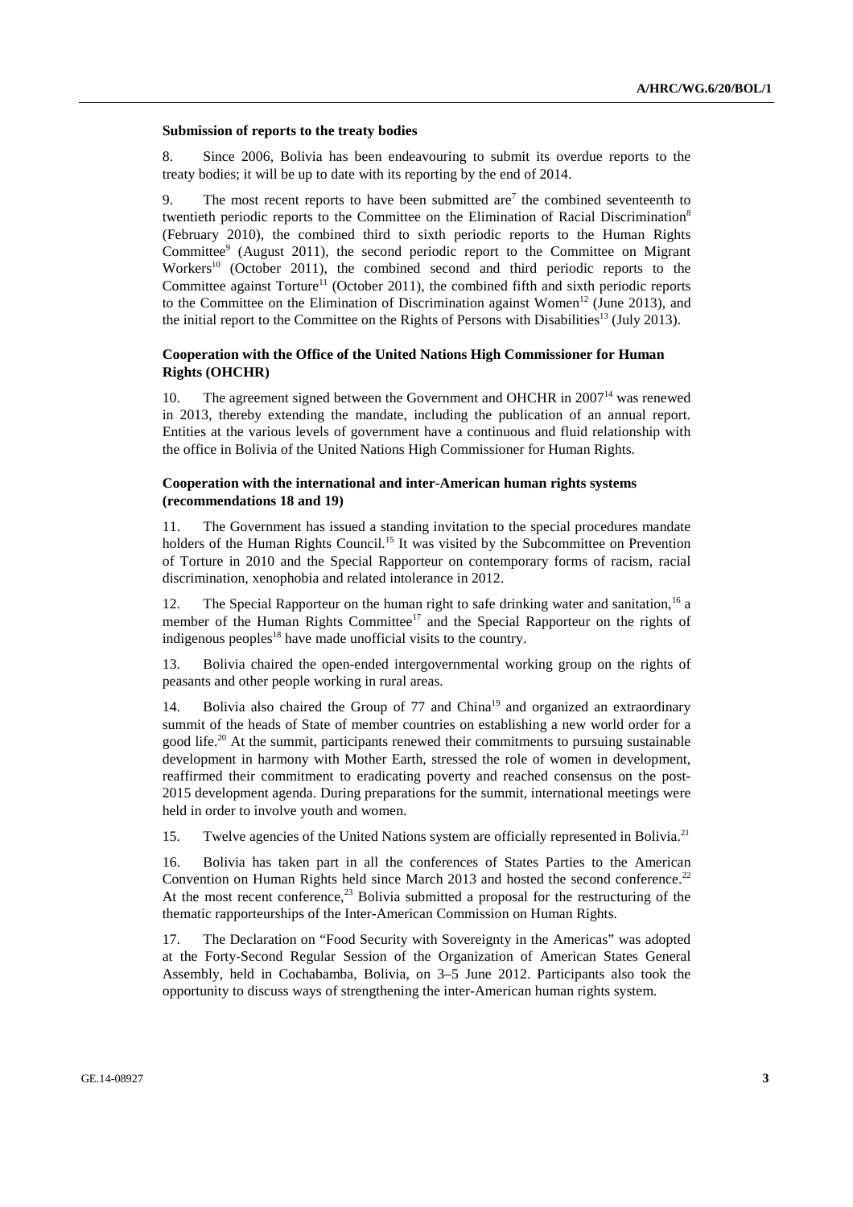**Submission of reports to the treaty bodies**

8. Since 2006, Bolivia has been endeavouring to submit its overdue reports to the treaty bodies; it will be up to date with its reporting by the end of 2014.

9. The most recent reports to have been submitted are[7] the combined seventeenth to twentieth periodic reports to the Committee on the Elimination of Racial Discrimination[8] (February 2010), the combined third to sixth periodic reports to the Human Rights Committee[9] (August 2011), the second periodic report to the Committee on Migrant Workers[10] (October 2011), the combined second and third periodic reports to the Committee against Torture[11] (October 2011), the combined fifth and sixth periodic reports to the Committee on the Elimination of Discrimination against Women[12] (June 2013), and the initial report to the Committee on the Rights of Persons with Disabilities[13] (July 2013).

**Cooperation with the Office of the United Nations High Commissioner for Human Rights (OHCHR)**

10. The agreement signed between the Government and OHCHR in 2007[14] was renewed in 2013, thereby extending the mandate, including the publication of an annual report. Entities at the various levels of government have a continuous and fluid relationship with the office in Bolivia of the United Nations High Commissioner for Human Rights.

**Cooperation with the international and inter-American human rights systems (recommendations 18 and 19)**

11. The Government has issued a standing invitation to the special procedures mandate holders of the Human Rights Council.[15] It was visited by the Subcommittee on Prevention of Torture in 2010 and the Special Rapporteur on contemporary forms of racism, racial discrimination, xenophobia and related intolerance in 2012.

12. The Special Rapporteur on the human right to safe drinking water and sanitation,[16] a member of the Human Rights Committee[17] and the Special Rapporteur on the rights of indigenous peoples[18] have made unofficial visits to the country.

13. Bolivia chaired the open-ended intergovernmental working group on the rights of peasants and other people working in rural areas.

14. Bolivia also chaired the Group of 77 and China[19] and organized an extraordinary summit of the heads of State of member countries on establishing a new world order for a good life.[20] At the summit, participants renewed their commitments to pursuing sustainable development in harmony with Mother Earth, stressed the role of women in development, reaffirmed their commitment to eradicating poverty and reached consensus on the post-2015 development agenda. During preparations for the summit, international meetings were held in order to involve youth and women.

15. Twelve agencies of the United Nations system are officially represented in Bolivia.[21]

16. Bolivia has taken part in all the conferences of States Parties to the American Convention on Human Rights held since March 2013 and hosted the second conference.[22] At the most recent conference,[23] Bolivia submitted a proposal for the restructuring of the thematic rapporteurships of the Inter-American Commission on Human Rights.

17. The Declaration on "Food Security with Sovereignty in the Americas" was adopted at the Forty-Second Regular Session of the Organization of American States General Assembly, held in Cochabamba, Bolivia, on 3–5 June 2012. Participants also took the opportunity to discuss ways of strengthening the inter-American human rights system.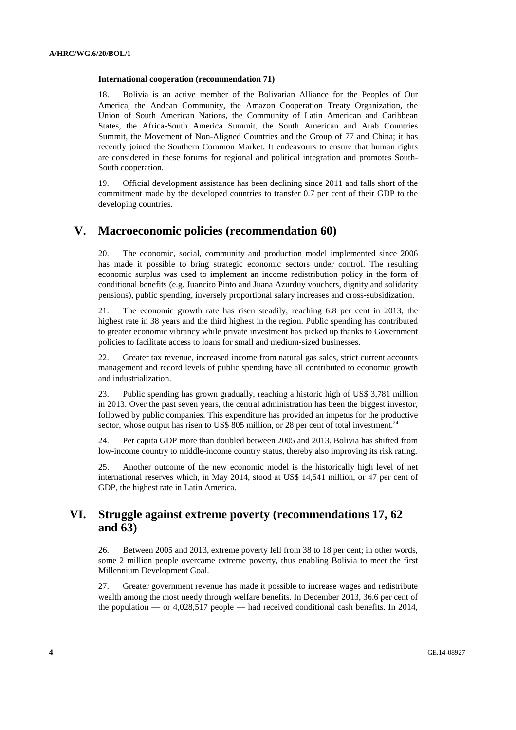**International cooperation (recommendation 71)**

18. Bolivia is an active member of the Bolivarian Alliance for the Peoples of Our America, the Andean Community, the Amazon Cooperation Treaty Organization, the Union of South American Nations, the Community of Latin American and Caribbean States, the Africa-South America Summit, the South American and Arab Countries Summit, the Movement of Non-Aligned Countries and the Group of 77 and China; it has recently joined the Southern Common Market. It endeavours to ensure that human rights are considered in these forums for regional and political integration and promotes South-South cooperation.

19. Official development assistance has been declining since 2011 and falls short of the commitment made by the developed countries to transfer 0.7 per cent of their GDP to the developing countries.

## V. Macroeconomic policies (recommendation 60)

20. The economic, social, community and production model implemented since 2006 has made it possible to bring strategic economic sectors under control. The resulting economic surplus was used to implement an income redistribution policy in the form of conditional benefits (e.g. Juancito Pinto and Juana Azurduy vouchers, dignity and solidarity pensions), public spending, inversely proportional salary increases and cross-subsidization.

21. The economic growth rate has risen steadily, reaching 6.8 per cent in 2013, the highest rate in 38 years and the third highest in the region. Public spending has contributed to greater economic vibrancy while private investment has picked up thanks to Government policies to facilitate access to loans for small and medium-sized businesses.

22. Greater tax revenue, increased income from natural gas sales, strict current accounts management and record levels of public spending have all contributed to economic growth and industrialization.

23. Public spending has grown gradually, reaching a historic high of US$ 3,781 million in 2013. Over the past seven years, the central administration has been the biggest investor, followed by public companies. This expenditure has provided an impetus for the productive sector, whose output has risen to US$ 805 million, or 28 per cent of total investment.[24]

24. Per capita GDP more than doubled between 2005 and 2013. Bolivia has shifted from low-income country to middle-income country status, thereby also improving its risk rating.

25. Another outcome of the new economic model is the historically high level of net international reserves which, in May 2014, stood at US$ 14,541 million, or 47 per cent of GDP, the highest rate in Latin America.

## VI. Struggle against extreme poverty (recommendations 17, 62 and 63)

26. Between 2005 and 2013, extreme poverty fell from 38 to 18 per cent; in other words, some 2 million people overcame extreme poverty, thus enabling Bolivia to meet the first Millennium Development Goal.

27. Greater government revenue has made it possible to increase wages and redistribute wealth among the most needy through welfare benefits. In December 2013, 36.6 per cent of the population — or 4,028,517 people — had received conditional cash benefits. In 2014,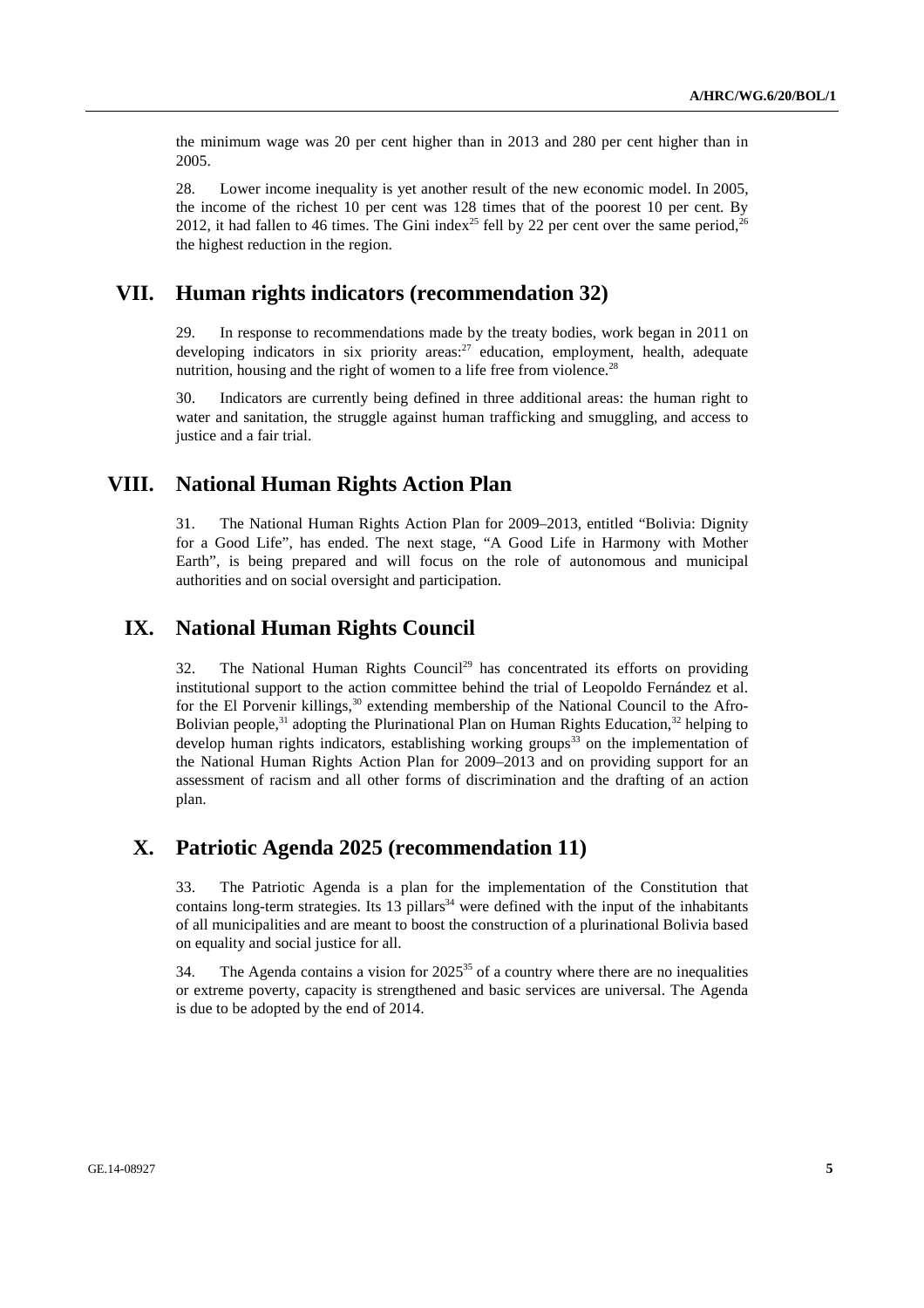the minimum wage was 20 per cent higher than in 2013 and 280 per cent higher than in 2005.

28. Lower income inequality is yet another result of the new economic model. In 2005, the income of the richest 10 per cent was 128 times that of the poorest 10 per cent. By 2012, it had fallen to 46 times. The Gini index[25] fell by 22 per cent over the same period,[26] the highest reduction in the region.

## VII. Human rights indicators (recommendation 32)

29. In response to recommendations made by the treaty bodies, work began in 2011 on developing indicators in six priority areas:[27] education, employment, health, adequate nutrition, housing and the right of women to a life free from violence.[28]

30. Indicators are currently being defined in three additional areas: the human right to water and sanitation, the struggle against human trafficking and smuggling, and access to justice and a fair trial.

## VIII. National Human Rights Action Plan

31. The National Human Rights Action Plan for 2009–2013, entitled "Bolivia: Dignity for a Good Life", has ended. The next stage, "A Good Life in Harmony with Mother Earth", is being prepared and will focus on the role of autonomous and municipal authorities and on social oversight and participation.

## IX. National Human Rights Council

32. The National Human Rights Council[29] has concentrated its efforts on providing institutional support to the action committee behind the trial of Leopoldo Fernández et al. for the El Porvenir killings,[30] extending membership of the National Council to the Afro-Bolivian people,[31] adopting the Plurinational Plan on Human Rights Education,[32] helping to develop human rights indicators, establishing working groups[33] on the implementation of the National Human Rights Action Plan for 2009–2013 and on providing support for an assessment of racism and all other forms of discrimination and the drafting of an action plan.

## X. Patriotic Agenda 2025 (recommendation 11)

33. The Patriotic Agenda is a plan for the implementation of the Constitution that contains long-term strategies. Its 13 pillars[34] were defined with the input of the inhabitants of all municipalities and are meant to boost the construction of a plurinational Bolivia based on equality and social justice for all.

34. The Agenda contains a vision for 2025[35] of a country where there are no inequalities or extreme poverty, capacity is strengthened and basic services are universal. The Agenda is due to be adopted by the end of 2014.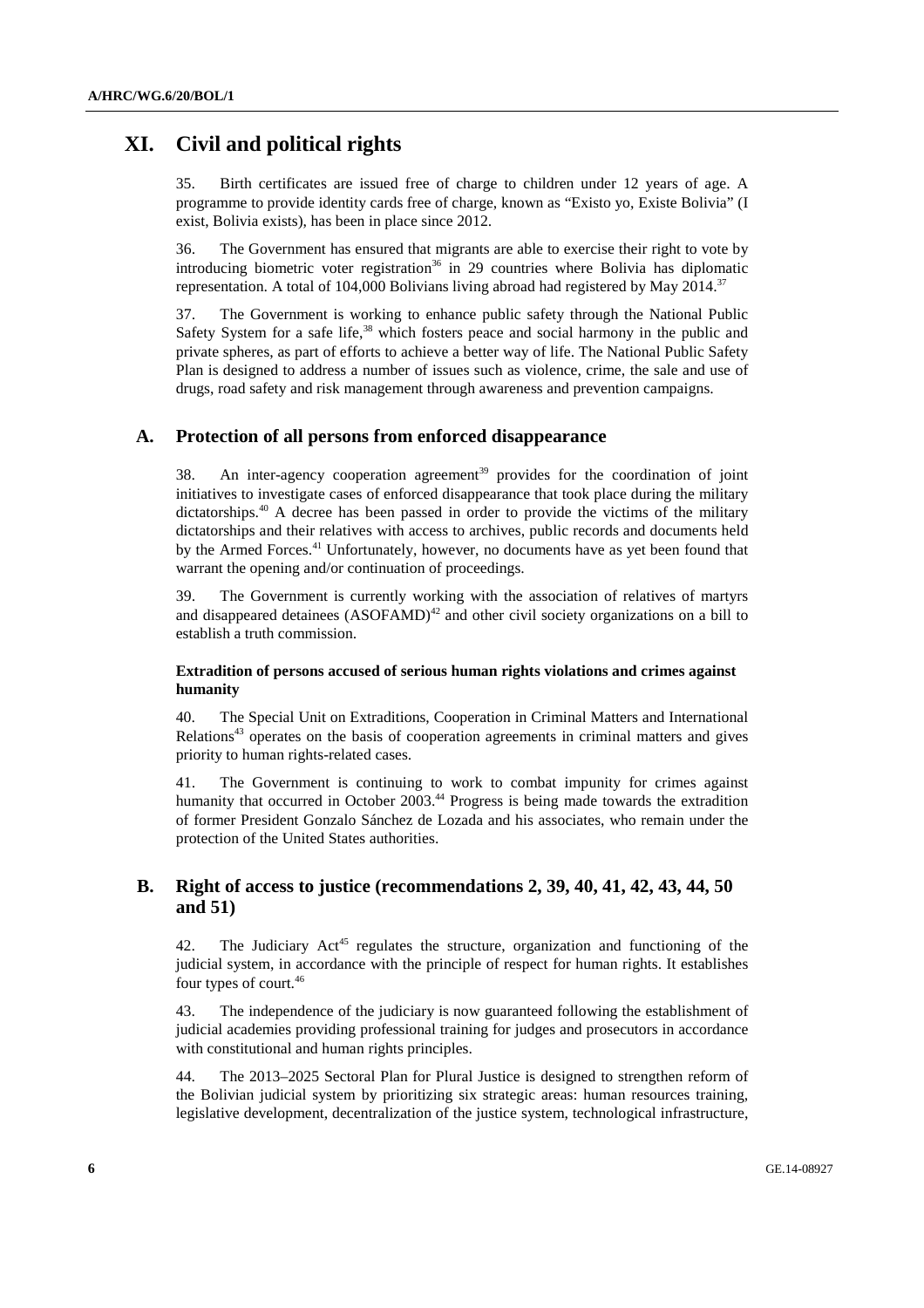# XI. Civil and political rights

35. Birth certificates are issued free of charge to children under 12 years of age. A programme to provide identity cards free of charge, known as "Existo yo, Existe Bolivia" (I exist, Bolivia exists), has been in place since 2012.

36. The Government has ensured that migrants are able to exercise their right to vote by introducing biometric voter registration[36] in 29 countries where Bolivia has diplomatic representation. A total of 104,000 Bolivians living abroad had registered by May 2014.[37]

37. The Government is working to enhance public safety through the National Public Safety System for a safe life,[38] which fosters peace and social harmony in the public and private spheres, as part of efforts to achieve a better way of life. The National Public Safety Plan is designed to address a number of issues such as violence, crime, the sale and use of drugs, road safety and risk management through awareness and prevention campaigns.

## A. Protection of all persons from enforced disappearance

38. An inter-agency cooperation agreement[39] provides for the coordination of joint initiatives to investigate cases of enforced disappearance that took place during the military dictatorships.[40] A decree has been passed in order to provide the victims of the military dictatorships and their relatives with access to archives, public records and documents held by the Armed Forces.[41] Unfortunately, however, no documents have as yet been found that warrant the opening and/or continuation of proceedings.

39. The Government is currently working with the association of relatives of martyrs and disappeared detainees (ASOFAMD)[42] and other civil society organizations on a bill to establish a truth commission.

### Extradition of persons accused of serious human rights violations and crimes against humanity

40. The Special Unit on Extraditions, Cooperation in Criminal Matters and International Relations[43] operates on the basis of cooperation agreements in criminal matters and gives priority to human rights-related cases.

41. The Government is continuing to work to combat impunity for crimes against humanity that occurred in October 2003.[44] Progress is being made towards the extradition of former President Gonzalo Sánchez de Lozada and his associates, who remain under the protection of the United States authorities.

## B. Right of access to justice (recommendations 2, 39, 40, 41, 42, 43, 44, 50 and 51)

42. The Judiciary Act[45] regulates the structure, organization and functioning of the judicial system, in accordance with the principle of respect for human rights. It establishes four types of court.[46]

43. The independence of the judiciary is now guaranteed following the establishment of judicial academies providing professional training for judges and prosecutors in accordance with constitutional and human rights principles.

44. The 2013–2025 Sectoral Plan for Plural Justice is designed to strengthen reform of the Bolivian judicial system by prioritizing six strategic areas: human resources training, legislative development, decentralization of the justice system, technological infrastructure,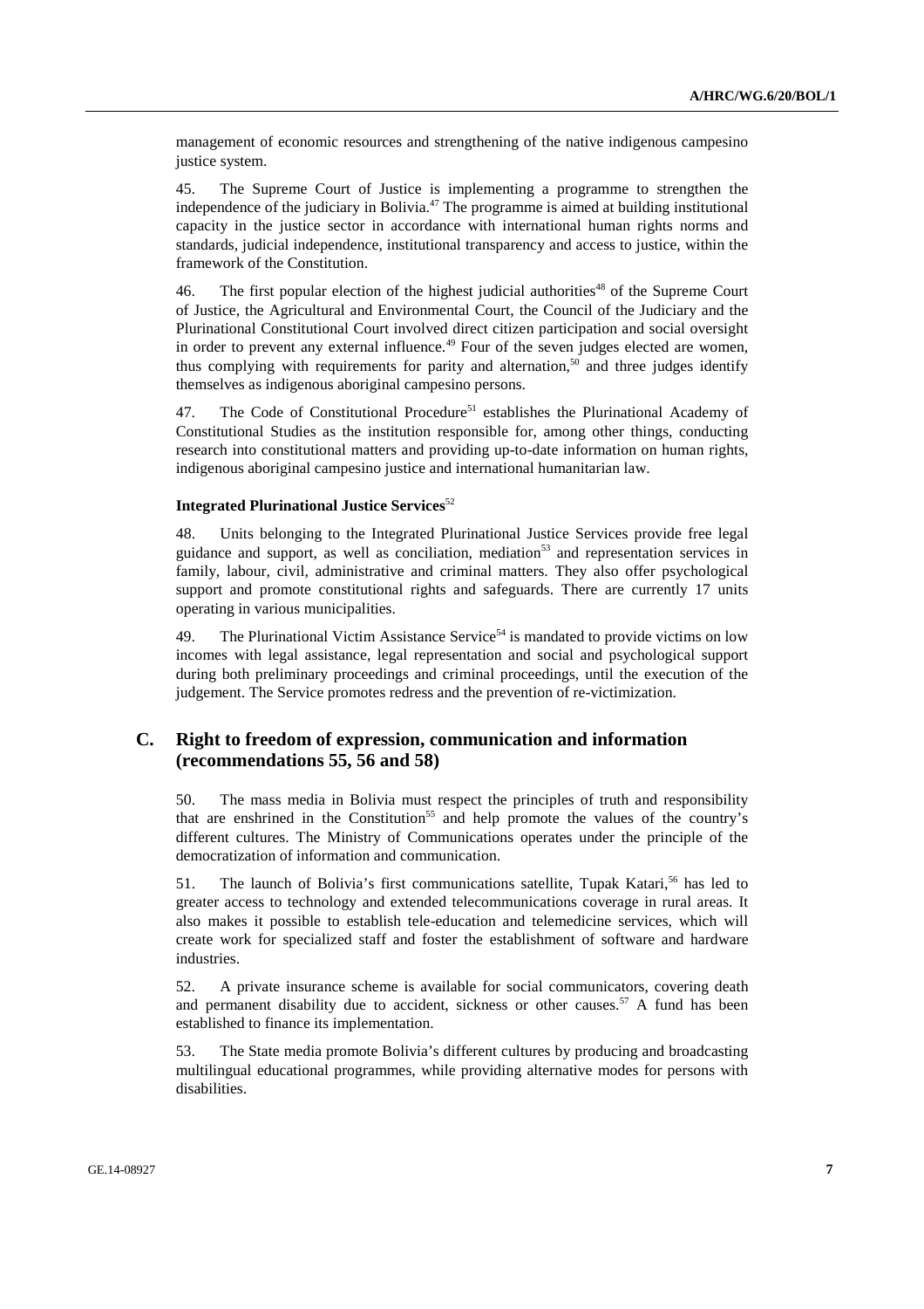management of economic resources and strengthening of the native indigenous campesino justice system.

45. The Supreme Court of Justice is implementing a programme to strengthen the independence of the judiciary in Bolivia.[47] The programme is aimed at building institutional capacity in the justice sector in accordance with international human rights norms and standards, judicial independence, institutional transparency and access to justice, within the framework of the Constitution.

46. The first popular election of the highest judicial authorities[48] of the Supreme Court of Justice, the Agricultural and Environmental Court, the Council of the Judiciary and the Plurinational Constitutional Court involved direct citizen participation and social oversight in order to prevent any external influence.[49] Four of the seven judges elected are women, thus complying with requirements for parity and alternation,[50] and three judges identify themselves as indigenous aboriginal campesino persons.

47. The Code of Constitutional Procedure[51] establishes the Plurinational Academy of Constitutional Studies as the institution responsible for, among other things, conducting research into constitutional matters and providing up-to-date information on human rights, indigenous aboriginal campesino justice and international humanitarian law.

#### Integrated Plurinational Justice Services[52]

48. Units belonging to the Integrated Plurinational Justice Services provide free legal guidance and support, as well as conciliation, mediation[53] and representation services in family, labour, civil, administrative and criminal matters. They also offer psychological support and promote constitutional rights and safeguards. There are currently 17 units operating in various municipalities.

49. The Plurinational Victim Assistance Service[54] is mandated to provide victims on low incomes with legal assistance, legal representation and social and psychological support during both preliminary proceedings and criminal proceedings, until the execution of the judgement. The Service promotes redress and the prevention of re-victimization.

## C. Right to freedom of expression, communication and information (recommendations 55, 56 and 58)

50. The mass media in Bolivia must respect the principles of truth and responsibility that are enshrined in the Constitution[55] and help promote the values of the country's different cultures. The Ministry of Communications operates under the principle of the democratization of information and communication.

51. The launch of Bolivia's first communications satellite, Tupak Katari,[56] has led to greater access to technology and extended telecommunications coverage in rural areas. It also makes it possible to establish tele-education and telemedicine services, which will create work for specialized staff and foster the establishment of software and hardware industries.

52. A private insurance scheme is available for social communicators, covering death and permanent disability due to accident, sickness or other causes.[57] A fund has been established to finance its implementation.

53. The State media promote Bolivia's different cultures by producing and broadcasting multilingual educational programmes, while providing alternative modes for persons with disabilities.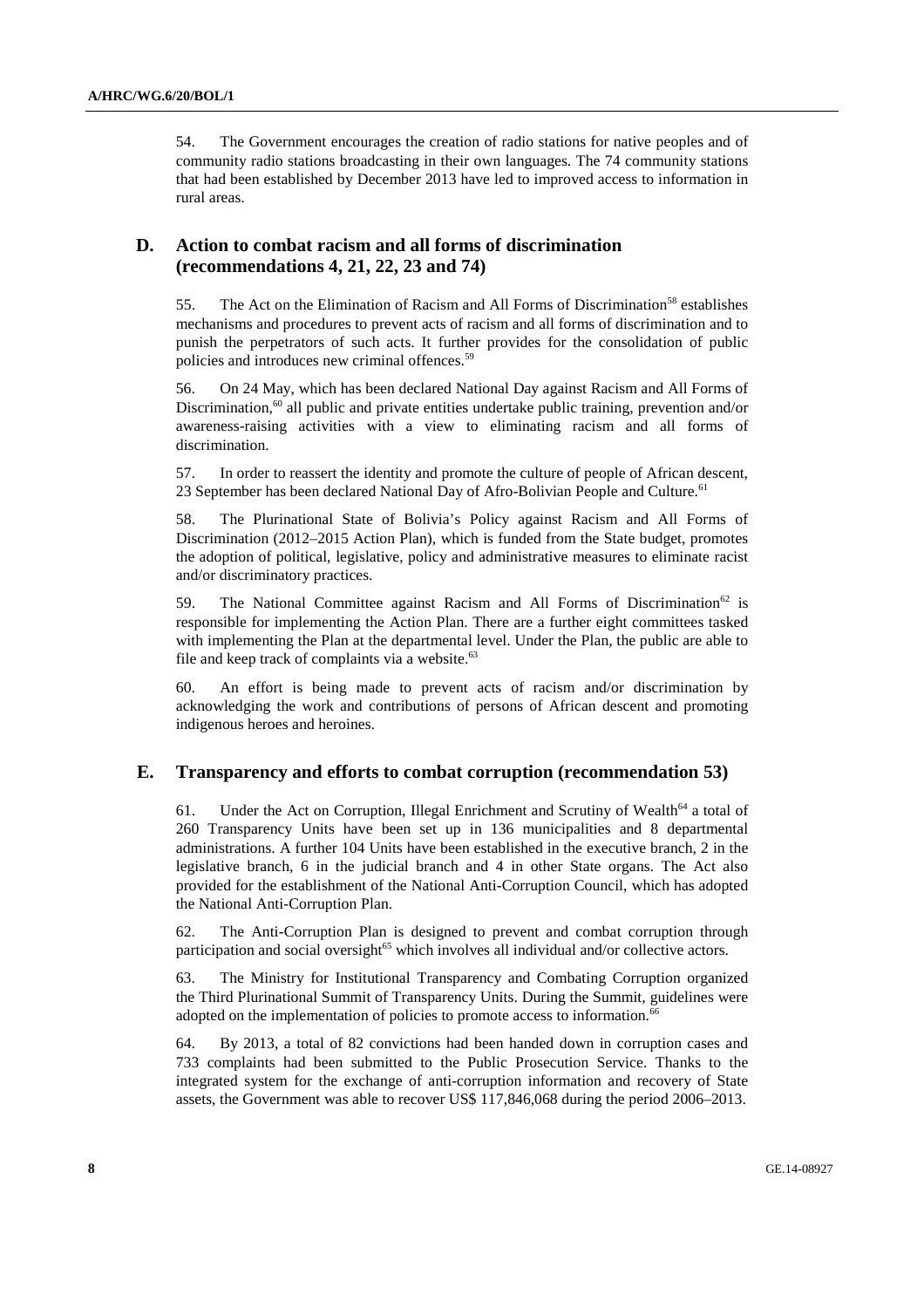54. The Government encourages the creation of radio stations for native peoples and of community radio stations broadcasting in their own languages. The 74 community stations that had been established by December 2013 have led to improved access to information in rural areas.

## D. Action to combat racism and all forms of discrimination (recommendations 4, 21, 22, 23 and 74)

55. The Act on the Elimination of Racism and All Forms of Discrimination[58] establishes mechanisms and procedures to prevent acts of racism and all forms of discrimination and to punish the perpetrators of such acts. It further provides for the consolidation of public policies and introduces new criminal offences.[59]

56. On 24 May, which has been declared National Day against Racism and All Forms of Discrimination,[60] all public and private entities undertake public training, prevention and/or awareness-raising activities with a view to eliminating racism and all forms of discrimination.

57. In order to reassert the identity and promote the culture of people of African descent, 23 September has been declared National Day of Afro-Bolivian People and Culture.[61]

58. The Plurinational State of Bolivia's Policy against Racism and All Forms of Discrimination (2012–2015 Action Plan), which is funded from the State budget, promotes the adoption of political, legislative, policy and administrative measures to eliminate racist and/or discriminatory practices.

59. The National Committee against Racism and All Forms of Discrimination[62] is responsible for implementing the Action Plan. There are a further eight committees tasked with implementing the Plan at the departmental level. Under the Plan, the public are able to file and keep track of complaints via a website.[63]

60. An effort is being made to prevent acts of racism and/or discrimination by acknowledging the work and contributions of persons of African descent and promoting indigenous heroes and heroines.

## E. Transparency and efforts to combat corruption (recommendation 53)

61. Under the Act on Corruption, Illegal Enrichment and Scrutiny of Wealth[64] a total of 260 Transparency Units have been set up in 136 municipalities and 8 departmental administrations. A further 104 Units have been established in the executive branch, 2 in the legislative branch, 6 in the judicial branch and 4 in other State organs. The Act also provided for the establishment of the National Anti-Corruption Council, which has adopted the National Anti-Corruption Plan.

62. The Anti-Corruption Plan is designed to prevent and combat corruption through participation and social oversight[65] which involves all individual and/or collective actors.

63. The Ministry for Institutional Transparency and Combating Corruption organized the Third Plurinational Summit of Transparency Units. During the Summit, guidelines were adopted on the implementation of policies to promote access to information.[66]

64. By 2013, a total of 82 convictions had been handed down in corruption cases and 733 complaints had been submitted to the Public Prosecution Service. Thanks to the integrated system for the exchange of anti-corruption information and recovery of State assets, the Government was able to recover US$ 117,846,068 during the period 2006–2013.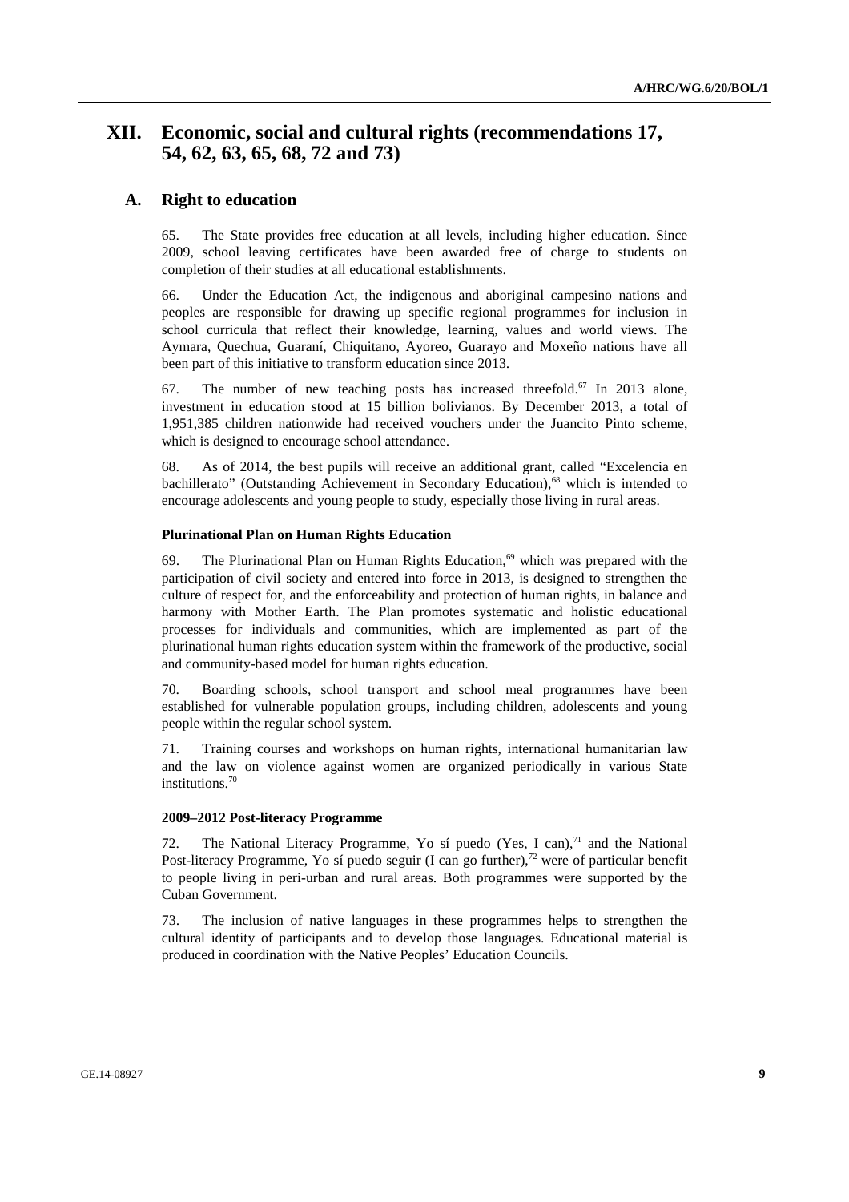# XII. Economic, social and cultural rights (recommendations 17, 54, 62, 63, 65, 68, 72 and 73)

## A. Right to education

65. The State provides free education at all levels, including higher education. Since 2009, school leaving certificates have been awarded free of charge to students on completion of their studies at all educational establishments.

66. Under the Education Act, the indigenous and aboriginal campesino nations and peoples are responsible for drawing up specific regional programmes for inclusion in school curricula that reflect their knowledge, learning, values and world views. The Aymara, Quechua, Guaraní, Chiquitano, Ayoreo, Guarayo and Moxeño nations have all been part of this initiative to transform education since 2013.

67. The number of new teaching posts has increased threefold.[67] In 2013 alone, investment in education stood at 15 billion bolivianos. By December 2013, a total of 1,951,385 children nationwide had received vouchers under the Juancito Pinto scheme, which is designed to encourage school attendance.

68. As of 2014, the best pupils will receive an additional grant, called "Excelencia en bachillerato" (Outstanding Achievement in Secondary Education),[68] which is intended to encourage adolescents and young people to study, especially those living in rural areas.

#### Plurinational Plan on Human Rights Education

69. The Plurinational Plan on Human Rights Education,[69] which was prepared with the participation of civil society and entered into force in 2013, is designed to strengthen the culture of respect for, and the enforceability and protection of human rights, in balance and harmony with Mother Earth. The Plan promotes systematic and holistic educational processes for individuals and communities, which are implemented as part of the plurinational human rights education system within the framework of the productive, social and community-based model for human rights education.

70. Boarding schools, school transport and school meal programmes have been established for vulnerable population groups, including children, adolescents and young people within the regular school system.

71. Training courses and workshops on human rights, international humanitarian law and the law on violence against women are organized periodically in various State institutions.[70]

#### 2009–2012 Post-literacy Programme

72. The National Literacy Programme, Yo sí puedo (Yes, I can),[71] and the National Post-literacy Programme, Yo sí puedo seguir (I can go further),[72] were of particular benefit to people living in peri-urban and rural areas. Both programmes were supported by the Cuban Government.

73. The inclusion of native languages in these programmes helps to strengthen the cultural identity of participants and to develop those languages. Educational material is produced in coordination with the Native Peoples' Education Councils.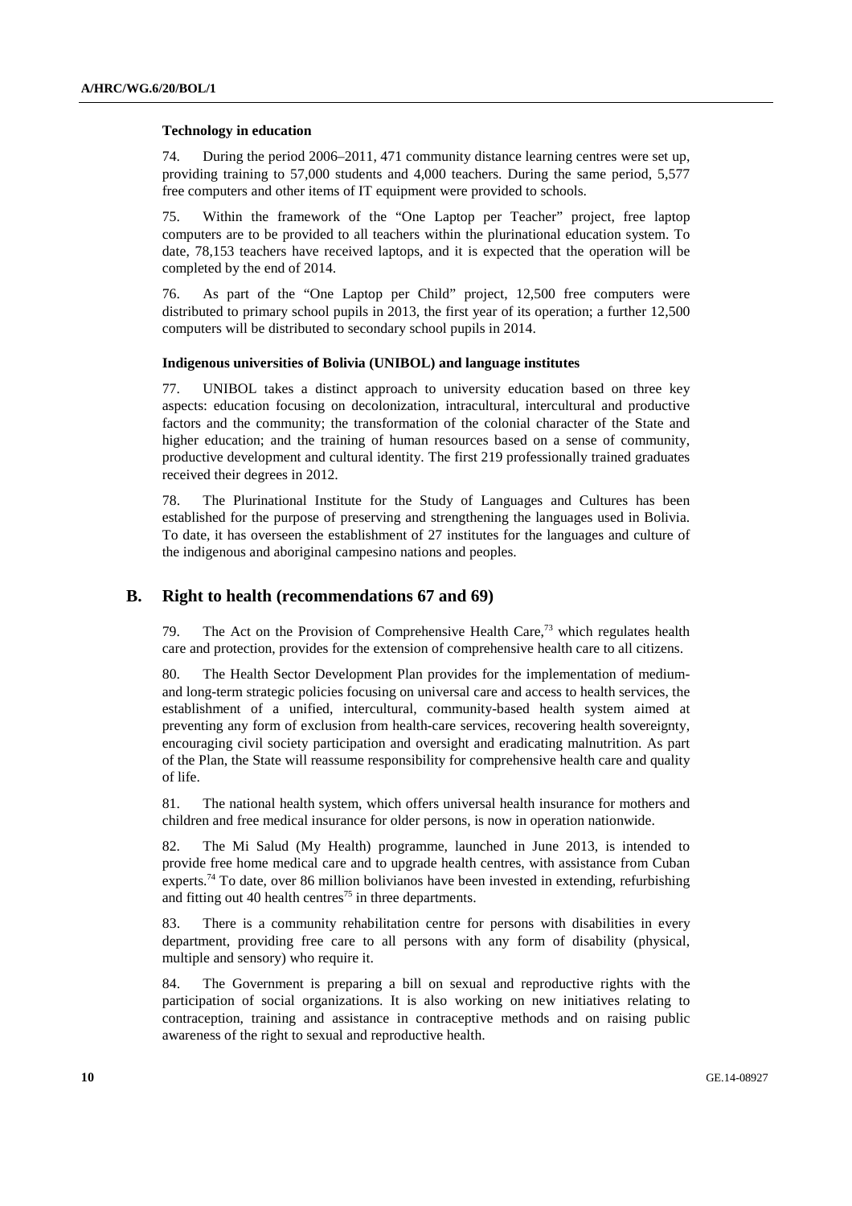#### Technology in education

74. During the period 2006–2011, 471 community distance learning centres were set up, providing training to 57,000 students and 4,000 teachers. During the same period, 5,577 free computers and other items of IT equipment were provided to schools.

75. Within the framework of the "One Laptop per Teacher" project, free laptop computers are to be provided to all teachers within the plurinational education system. To date, 78,153 teachers have received laptops, and it is expected that the operation will be completed by the end of 2014.

76. As part of the "One Laptop per Child" project, 12,500 free computers were distributed to primary school pupils in 2013, the first year of its operation; a further 12,500 computers will be distributed to secondary school pupils in 2014.

#### Indigenous universities of Bolivia (UNIBOL) and language institutes

77. UNIBOL takes a distinct approach to university education based on three key aspects: education focusing on decolonization, intracultural, intercultural and productive factors and the community; the transformation of the colonial character of the State and higher education; and the training of human resources based on a sense of community, productive development and cultural identity. The first 219 professionally trained graduates received their degrees in 2012.

78. The Plurinational Institute for the Study of Languages and Cultures has been established for the purpose of preserving and strengthening the languages used in Bolivia. To date, it has overseen the establishment of 27 institutes for the languages and culture of the indigenous and aboriginal campesino nations and peoples.

## B. Right to health (recommendations 67 and 69)

79. The Act on the Provision of Comprehensive Health Care,[73] which regulates health care and protection, provides for the extension of comprehensive health care to all citizens.

80. The Health Sector Development Plan provides for the implementation of medium- and long-term strategic policies focusing on universal care and access to health services, the establishment of a unified, intercultural, community-based health system aimed at preventing any form of exclusion from health-care services, recovering health sovereignty, encouraging civil society participation and oversight and eradicating malnutrition. As part of the Plan, the State will reassume responsibility for comprehensive health care and quality of life.

81. The national health system, which offers universal health insurance for mothers and children and free medical insurance for older persons, is now in operation nationwide.

82. The Mi Salud (My Health) programme, launched in June 2013, is intended to provide free home medical care and to upgrade health centres, with assistance from Cuban experts.[74] To date, over 86 million bolivianos have been invested in extending, refurbishing and fitting out 40 health centres[75] in three departments.

83. There is a community rehabilitation centre for persons with disabilities in every department, providing free care to all persons with any form of disability (physical, multiple and sensory) who require it.

84. The Government is preparing a bill on sexual and reproductive rights with the participation of social organizations. It is also working on new initiatives relating to contraception, training and assistance in contraceptive methods and on raising public awareness of the right to sexual and reproductive health.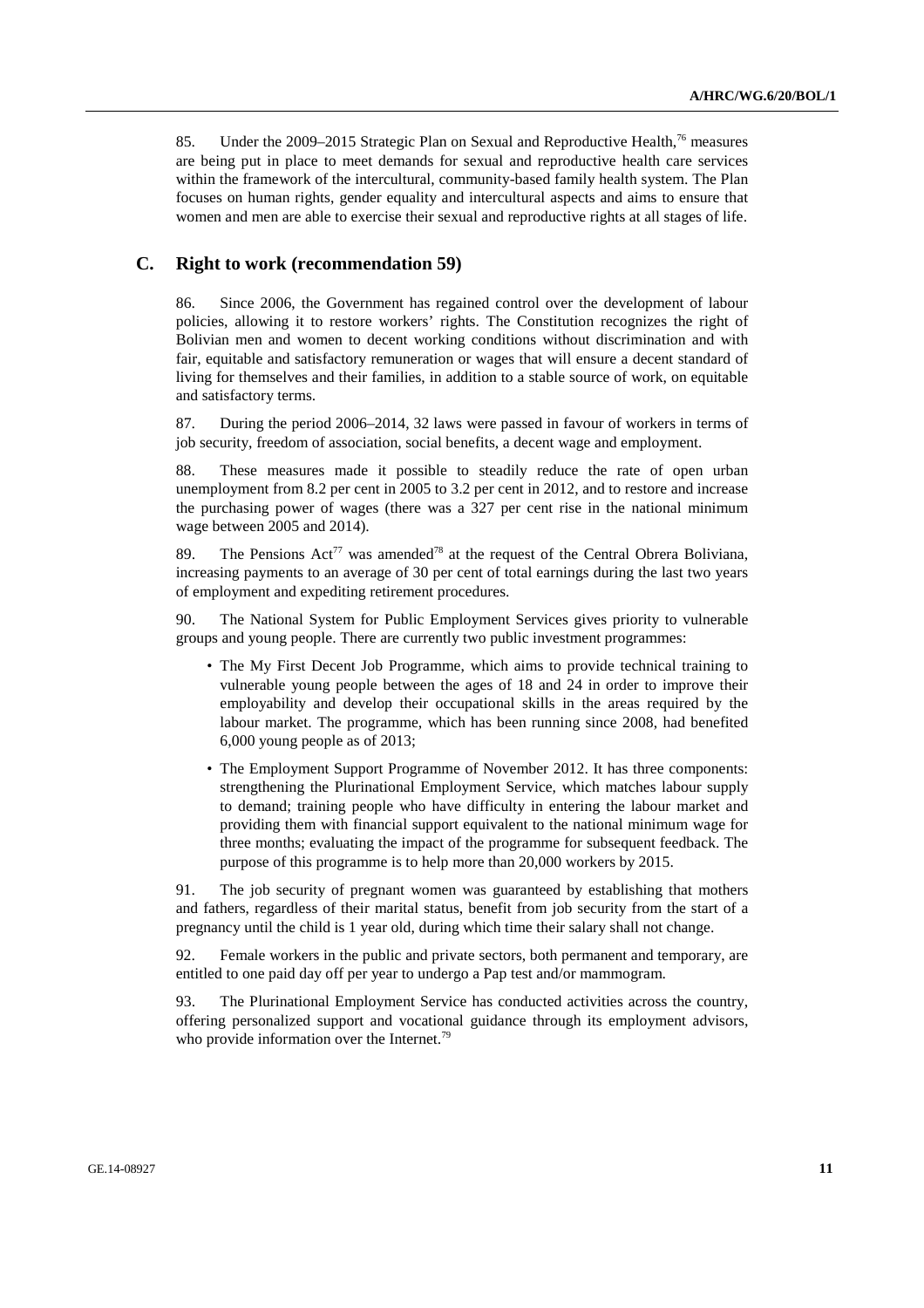85. Under the 2009–2015 Strategic Plan on Sexual and Reproductive Health,[76] measures are being put in place to meet demands for sexual and reproductive health care services within the framework of the intercultural, community-based family health system. The Plan focuses on human rights, gender equality and intercultural aspects and aims to ensure that women and men are able to exercise their sexual and reproductive rights at all stages of life.

## C. Right to work (recommendation 59)

86. Since 2006, the Government has regained control over the development of labour policies, allowing it to restore workers' rights. The Constitution recognizes the right of Bolivian men and women to decent working conditions without discrimination and with fair, equitable and satisfactory remuneration or wages that will ensure a decent standard of living for themselves and their families, in addition to a stable source of work, on equitable and satisfactory terms.

87. During the period 2006–2014, 32 laws were passed in favour of workers in terms of job security, freedom of association, social benefits, a decent wage and employment.

88. These measures made it possible to steadily reduce the rate of open urban unemployment from 8.2 per cent in 2005 to 3.2 per cent in 2012, and to restore and increase the purchasing power of wages (there was a 327 per cent rise in the national minimum wage between 2005 and 2014).

89. The Pensions Act[77] was amended[78] at the request of the Central Obrera Boliviana, increasing payments to an average of 30 per cent of total earnings during the last two years of employment and expediting retirement procedures.

90. The National System for Public Employment Services gives priority to vulnerable groups and young people. There are currently two public investment programmes:

- The My First Decent Job Programme, which aims to provide technical training to vulnerable young people between the ages of 18 and 24 in order to improve their employability and develop their occupational skills in the areas required by the labour market. The programme, which has been running since 2008, had benefited 6,000 young people as of 2013;
- The Employment Support Programme of November 2012. It has three components: strengthening the Plurinational Employment Service, which matches labour supply to demand; training people who have difficulty in entering the labour market and providing them with financial support equivalent to the national minimum wage for three months; evaluating the impact of the programme for subsequent feedback. The purpose of this programme is to help more than 20,000 workers by 2015.

91. The job security of pregnant women was guaranteed by establishing that mothers and fathers, regardless of their marital status, benefit from job security from the start of a pregnancy until the child is 1 year old, during which time their salary shall not change.

92. Female workers in the public and private sectors, both permanent and temporary, are entitled to one paid day off per year to undergo a Pap test and/or mammogram.

93. The Plurinational Employment Service has conducted activities across the country, offering personalized support and vocational guidance through its employment advisors, who provide information over the Internet.[79]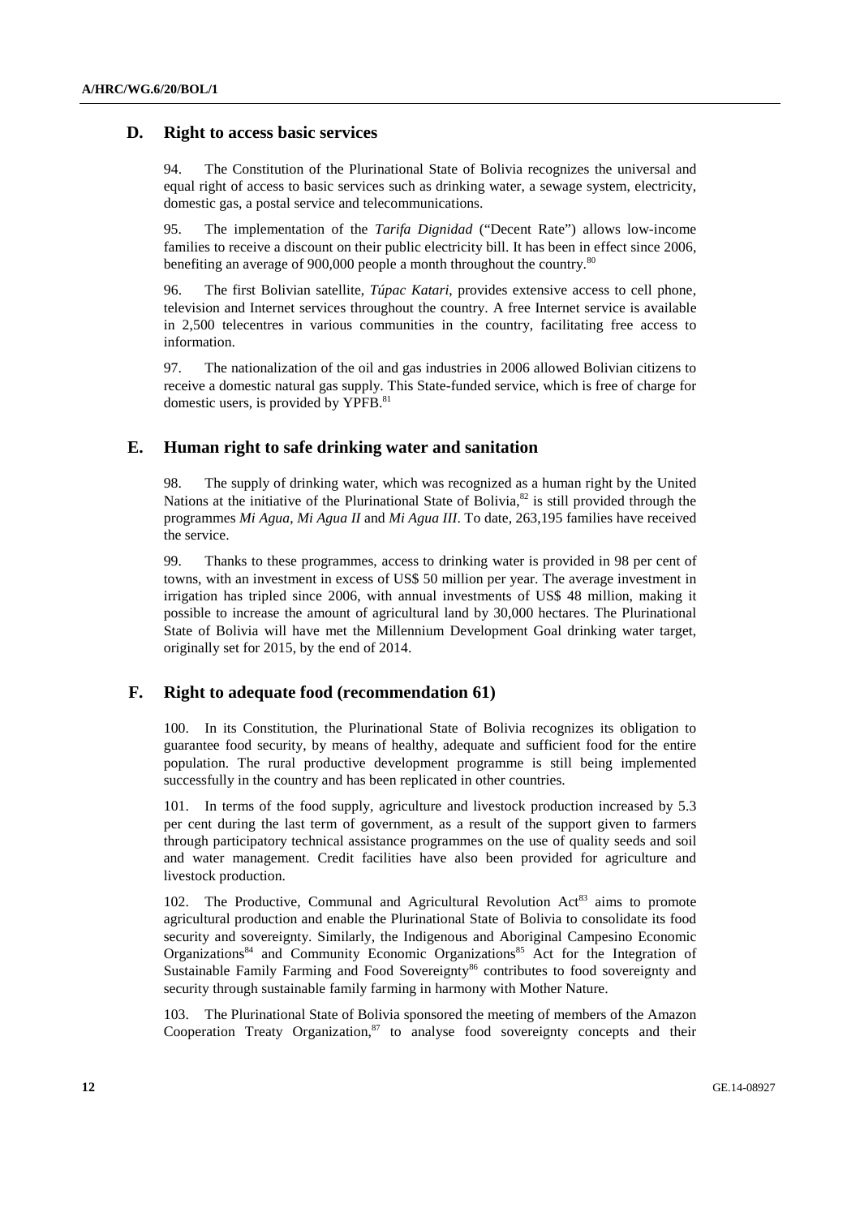## D. Right to access basic services

94. The Constitution of the Plurinational State of Bolivia recognizes the universal and equal right of access to basic services such as drinking water, a sewage system, electricity, domestic gas, a postal service and telecommunications.

95. The implementation of the *Tarifa Dignidad* ("Decent Rate") allows low-income families to receive a discount on their public electricity bill. It has been in effect since 2006, benefiting an average of 900,000 people a month throughout the country.[80]

96. The first Bolivian satellite, *Túpac Katari*, provides extensive access to cell phone, television and Internet services throughout the country. A free Internet service is available in 2,500 telecentres in various communities in the country, facilitating free access to information.

97. The nationalization of the oil and gas industries in 2006 allowed Bolivian citizens to receive a domestic natural gas supply. This State-funded service, which is free of charge for domestic users, is provided by YPFB.[81]

## E. Human right to safe drinking water and sanitation

98. The supply of drinking water, which was recognized as a human right by the United Nations at the initiative of the Plurinational State of Bolivia,[82] is still provided through the programmes *Mi Agua*, *Mi Agua II* and *Mi Agua III*. To date, 263,195 families have received the service.

99. Thanks to these programmes, access to drinking water is provided in 98 per cent of towns, with an investment in excess of US$ 50 million per year. The average investment in irrigation has tripled since 2006, with annual investments of US$ 48 million, making it possible to increase the amount of agricultural land by 30,000 hectares. The Plurinational State of Bolivia will have met the Millennium Development Goal drinking water target, originally set for 2015, by the end of 2014.

## F. Right to adequate food (recommendation 61)

100. In its Constitution, the Plurinational State of Bolivia recognizes its obligation to guarantee food security, by means of healthy, adequate and sufficient food for the entire population. The rural productive development programme is still being implemented successfully in the country and has been replicated in other countries.

101. In terms of the food supply, agriculture and livestock production increased by 5.3 per cent during the last term of government, as a result of the support given to farmers through participatory technical assistance programmes on the use of quality seeds and soil and water management. Credit facilities have also been provided for agriculture and livestock production.

102. The Productive, Communal and Agricultural Revolution Act[83] aims to promote agricultural production and enable the Plurinational State of Bolivia to consolidate its food security and sovereignty. Similarly, the Indigenous and Aboriginal Campesino Economic Organizations[84] and Community Economic Organizations[85] Act for the Integration of Sustainable Family Farming and Food Sovereignty[86] contributes to food sovereignty and security through sustainable family farming in harmony with Mother Nature.

103. The Plurinational State of Bolivia sponsored the meeting of members of the Amazon Cooperation Treaty Organization,[87] to analyse food sovereignty concepts and their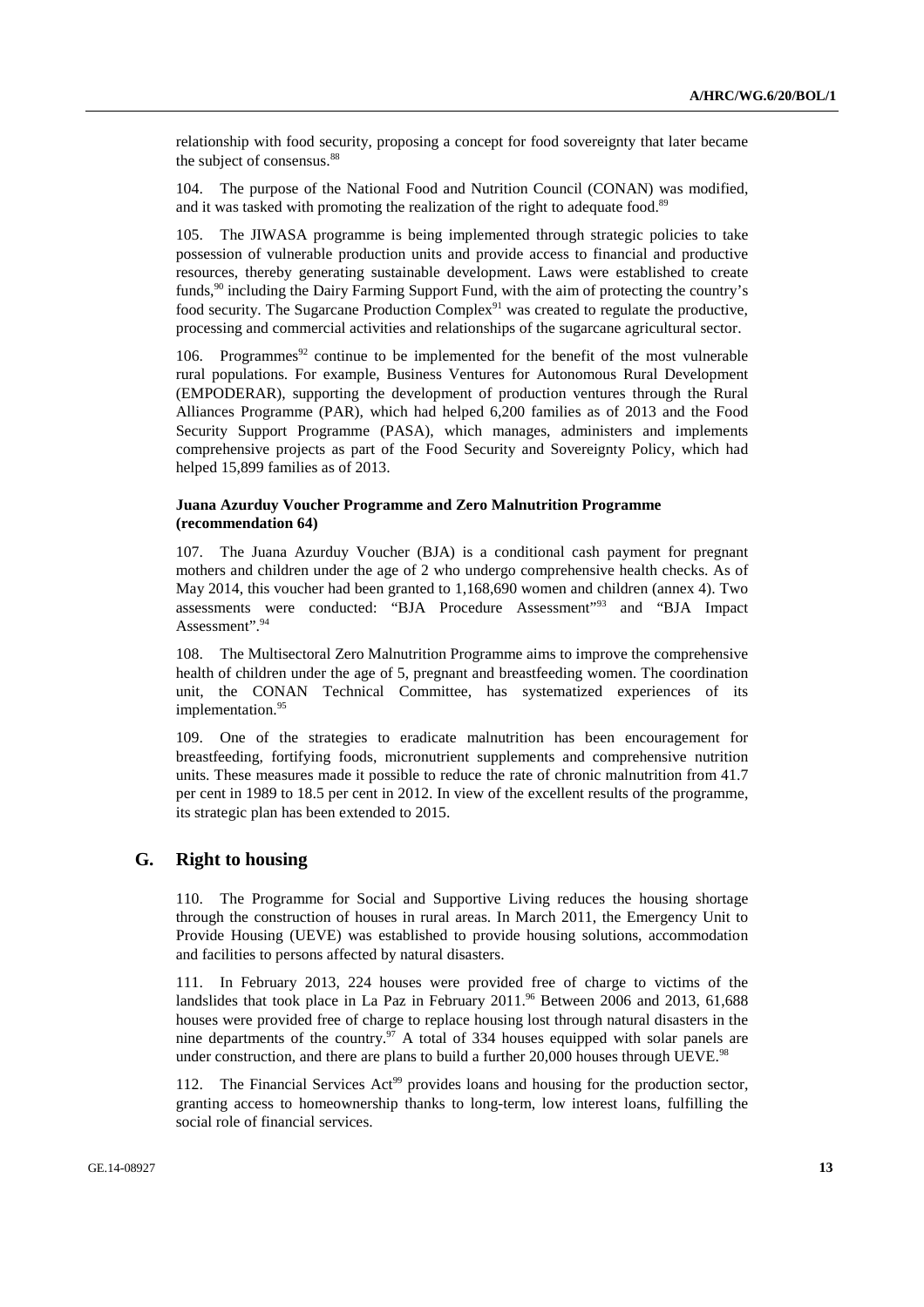relationship with food security, proposing a concept for food sovereignty that later became the subject of consensus.[88]

104. The purpose of the National Food and Nutrition Council (CONAN) was modified, and it was tasked with promoting the realization of the right to adequate food.[89]

105. The JIWASA programme is being implemented through strategic policies to take possession of vulnerable production units and provide access to financial and productive resources, thereby generating sustainable development. Laws were established to create funds,[90] including the Dairy Farming Support Fund, with the aim of protecting the country's food security. The Sugarcane Production Complex[91] was created to regulate the productive, processing and commercial activities and relationships of the sugarcane agricultural sector.

106. Programmes[92] continue to be implemented for the benefit of the most vulnerable rural populations. For example, Business Ventures for Autonomous Rural Development (EMPODERAR), supporting the development of production ventures through the Rural Alliances Programme (PAR), which had helped 6,200 families as of 2013 and the Food Security Support Programme (PASA), which manages, administers and implements comprehensive projects as part of the Food Security and Sovereignty Policy, which had helped 15,899 families as of 2013.

#### Juana Azurduy Voucher Programme and Zero Malnutrition Programme (recommendation 64)

107. The Juana Azurduy Voucher (BJA) is a conditional cash payment for pregnant mothers and children under the age of 2 who undergo comprehensive health checks. As of May 2014, this voucher had been granted to 1,168,690 women and children (annex 4). Two assessments were conducted: "BJA Procedure Assessment"[93] and "BJA Impact Assessment".[94]

108. The Multisectoral Zero Malnutrition Programme aims to improve the comprehensive health of children under the age of 5, pregnant and breastfeeding women. The coordination unit, the CONAN Technical Committee, has systematized experiences of its implementation.[95]

109. One of the strategies to eradicate malnutrition has been encouragement for breastfeeding, fortifying foods, micronutrient supplements and comprehensive nutrition units. These measures made it possible to reduce the rate of chronic malnutrition from 41.7 per cent in 1989 to 18.5 per cent in 2012. In view of the excellent results of the programme, its strategic plan has been extended to 2015.

### G. Right to housing

110. The Programme for Social and Supportive Living reduces the housing shortage through the construction of houses in rural areas. In March 2011, the Emergency Unit to Provide Housing (UEVE) was established to provide housing solutions, accommodation and facilities to persons affected by natural disasters.

111. In February 2013, 224 houses were provided free of charge to victims of the landslides that took place in La Paz in February 2011.[96] Between 2006 and 2013, 61,688 houses were provided free of charge to replace housing lost through natural disasters in the nine departments of the country.[97] A total of 334 houses equipped with solar panels are under construction, and there are plans to build a further 20,000 houses through UEVE.[98]

112. The Financial Services Act[99] provides loans and housing for the production sector, granting access to homeownership thanks to long-term, low interest loans, fulfilling the social role of financial services.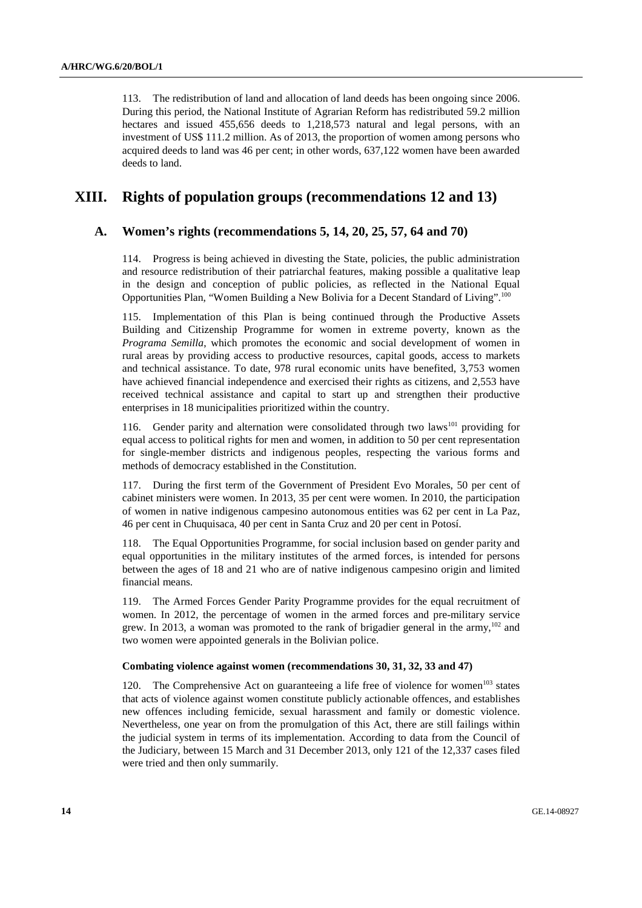113. The redistribution of land and allocation of land deeds has been ongoing since 2006. During this period, the National Institute of Agrarian Reform has redistributed 59.2 million hectares and issued 455,656 deeds to 1,218,573 natural and legal persons, with an investment of US$ 111.2 million. As of 2013, the proportion of women among persons who acquired deeds to land was 46 per cent; in other words, 637,122 women have been awarded deeds to land.

# XIII. Rights of population groups (recommendations 12 and 13)

## A. Women's rights (recommendations 5, 14, 20, 25, 57, 64 and 70)

114. Progress is being achieved in divesting the State, policies, the public administration and resource redistribution of their patriarchal features, making possible a qualitative leap in the design and conception of public policies, as reflected in the National Equal Opportunities Plan, "Women Building a New Bolivia for a Decent Standard of Living".[100]

115. Implementation of this Plan is being continued through the Productive Assets Building and Citizenship Programme for women in extreme poverty, known as the *Programa Semilla*, which promotes the economic and social development of women in rural areas by providing access to productive resources, capital goods, access to markets and technical assistance. To date, 978 rural economic units have benefited, 3,753 women have achieved financial independence and exercised their rights as citizens, and 2,553 have received technical assistance and capital to start up and strengthen their productive enterprises in 18 municipalities prioritized within the country.

116. Gender parity and alternation were consolidated through two laws[101] providing for equal access to political rights for men and women, in addition to 50 per cent representation for single-member districts and indigenous peoples, respecting the various forms and methods of democracy established in the Constitution.

117. During the first term of the Government of President Evo Morales, 50 per cent of cabinet ministers were women. In 2013, 35 per cent were women. In 2010, the participation of women in native indigenous campesino autonomous entities was 62 per cent in La Paz, 46 per cent in Chuquisaca, 40 per cent in Santa Cruz and 20 per cent in Potosí.

118. The Equal Opportunities Programme, for social inclusion based on gender parity and equal opportunities in the military institutes of the armed forces, is intended for persons between the ages of 18 and 21 who are of native indigenous campesino origin and limited financial means.

119. The Armed Forces Gender Parity Programme provides for the equal recruitment of women. In 2012, the percentage of women in the armed forces and pre-military service grew. In 2013, a woman was promoted to the rank of brigadier general in the army,[102] and two women were appointed generals in the Bolivian police.

### Combating violence against women (recommendations 30, 31, 32, 33 and 47)

120. The Comprehensive Act on guaranteeing a life free of violence for women[103] states that acts of violence against women constitute publicly actionable offences, and establishes new offences including femicide, sexual harassment and family or domestic violence. Nevertheless, one year on from the promulgation of this Act, there are still failings within the judicial system in terms of its implementation. According to data from the Council of the Judiciary, between 15 March and 31 December 2013, only 121 of the 12,337 cases filed were tried and then only summarily.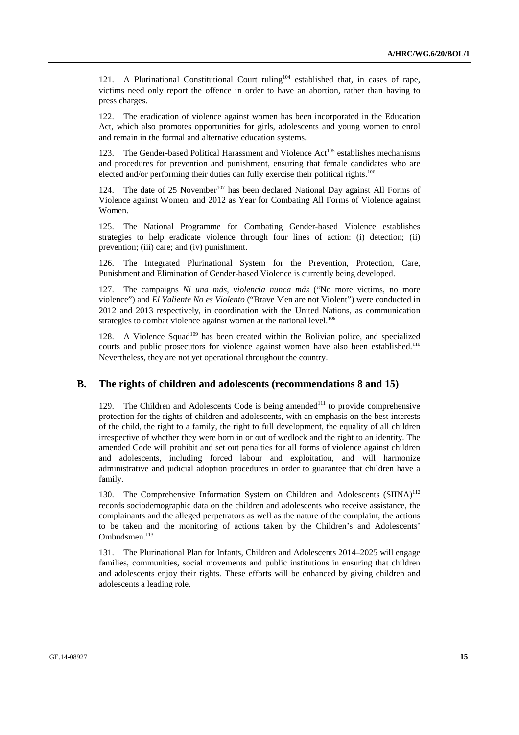121. A Plurinational Constitutional Court ruling[104] established that, in cases of rape, victims need only report the offence in order to have an abortion, rather than having to press charges.

122. The eradication of violence against women has been incorporated in the Education Act, which also promotes opportunities for girls, adolescents and young women to enrol and remain in the formal and alternative education systems.

123. The Gender-based Political Harassment and Violence Act[105] establishes mechanisms and procedures for prevention and punishment, ensuring that female candidates who are elected and/or performing their duties can fully exercise their political rights.[106]

124. The date of 25 November[107] has been declared National Day against All Forms of Violence against Women, and 2012 as Year for Combating All Forms of Violence against Women.

125. The National Programme for Combating Gender-based Violence establishes strategies to help eradicate violence through four lines of action: (i) detection; (ii) prevention; (iii) care; and (iv) punishment.

126. The Integrated Plurinational System for the Prevention, Protection, Care, Punishment and Elimination of Gender-based Violence is currently being developed.

127. The campaigns *Ni una más, violencia nunca más* ("No more victims, no more violence") and *El Valiente No es Violento* ("Brave Men are not Violent") were conducted in 2012 and 2013 respectively, in coordination with the United Nations, as communication strategies to combat violence against women at the national level.[108]

128. A Violence Squad[109] has been created within the Bolivian police, and specialized courts and public prosecutors for violence against women have also been established.[110] Nevertheless, they are not yet operational throughout the country.

## B. The rights of children and adolescents (recommendations 8 and 15)

129. The Children and Adolescents Code is being amended[111] to provide comprehensive protection for the rights of children and adolescents, with an emphasis on the best interests of the child, the right to a family, the right to full development, the equality of all children irrespective of whether they were born in or out of wedlock and the right to an identity. The amended Code will prohibit and set out penalties for all forms of violence against children and adolescents, including forced labour and exploitation, and will harmonize administrative and judicial adoption procedures in order to guarantee that children have a family.

130. The Comprehensive Information System on Children and Adolescents (SIINA)[112] records sociodemographic data on the children and adolescents who receive assistance, the complainants and the alleged perpetrators as well as the nature of the complaint, the actions to be taken and the monitoring of actions taken by the Children's and Adolescents' Ombudsmen.[113]

131. The Plurinational Plan for Infants, Children and Adolescents 2014–2025 will engage families, communities, social movements and public institutions in ensuring that children and adolescents enjoy their rights. These efforts will be enhanced by giving children and adolescents a leading role.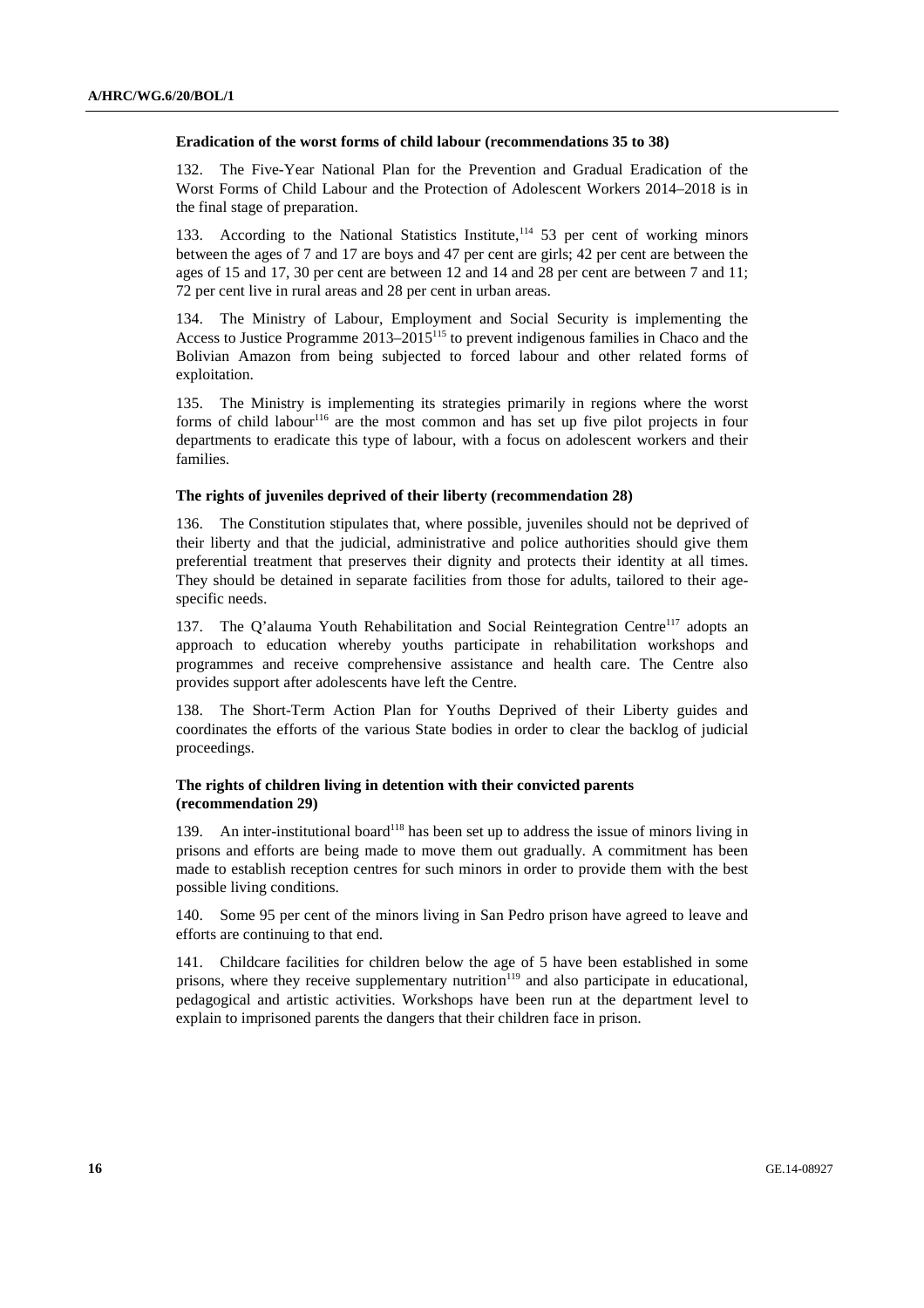### Eradication of the worst forms of child labour (recommendations 35 to 38)

132. The Five-Year National Plan for the Prevention and Gradual Eradication of the Worst Forms of Child Labour and the Protection of Adolescent Workers 2014–2018 is in the final stage of preparation.

133. According to the National Statistics Institute,[114] 53 per cent of working minors between the ages of 7 and 17 are boys and 47 per cent are girls; 42 per cent are between the ages of 15 and 17, 30 per cent are between 12 and 14 and 28 per cent are between 7 and 11; 72 per cent live in rural areas and 28 per cent in urban areas.

134. The Ministry of Labour, Employment and Social Security is implementing the Access to Justice Programme 2013–2015[115] to prevent indigenous families in Chaco and the Bolivian Amazon from being subjected to forced labour and other related forms of exploitation.

135. The Ministry is implementing its strategies primarily in regions where the worst forms of child labour[116] are the most common and has set up five pilot projects in four departments to eradicate this type of labour, with a focus on adolescent workers and their families.

### The rights of juveniles deprived of their liberty (recommendation 28)

136. The Constitution stipulates that, where possible, juveniles should not be deprived of their liberty and that the judicial, administrative and police authorities should give them preferential treatment that preserves their dignity and protects their identity at all times. They should be detained in separate facilities from those for adults, tailored to their age-specific needs.

137. The Q'alauma Youth Rehabilitation and Social Reintegration Centre[117] adopts an approach to education whereby youths participate in rehabilitation workshops and programmes and receive comprehensive assistance and health care. The Centre also provides support after adolescents have left the Centre.

138. The Short-Term Action Plan for Youths Deprived of their Liberty guides and coordinates the efforts of the various State bodies in order to clear the backlog of judicial proceedings.

### The rights of children living in detention with their convicted parents (recommendation 29)

139. An inter-institutional board[118] has been set up to address the issue of minors living in prisons and efforts are being made to move them out gradually. A commitment has been made to establish reception centres for such minors in order to provide them with the best possible living conditions.

140. Some 95 per cent of the minors living in San Pedro prison have agreed to leave and efforts are continuing to that end.

141. Childcare facilities for children below the age of 5 have been established in some prisons, where they receive supplementary nutrition[119] and also participate in educational, pedagogical and artistic activities. Workshops have been run at the department level to explain to imprisoned parents the dangers that their children face in prison.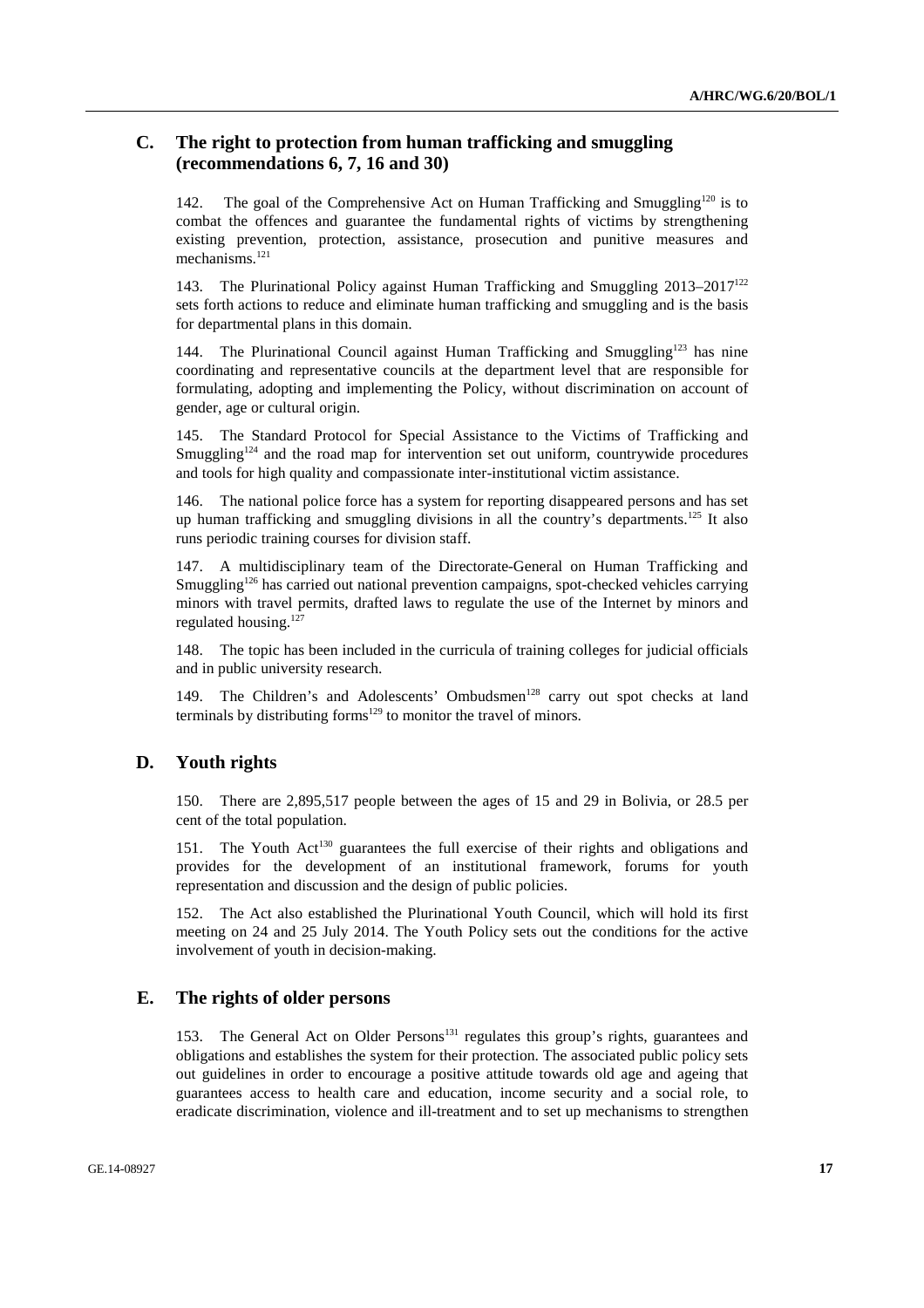## C. The right to protection from human trafficking and smuggling (recommendations 6, 7, 16 and 30)

142. The goal of the Comprehensive Act on Human Trafficking and Smuggling[120] is to combat the offences and guarantee the fundamental rights of victims by strengthening existing prevention, protection, assistance, prosecution and punitive measures and mechanisms.[121]

143. The Plurinational Policy against Human Trafficking and Smuggling 2013–2017[122] sets forth actions to reduce and eliminate human trafficking and smuggling and is the basis for departmental plans in this domain.

144. The Plurinational Council against Human Trafficking and Smuggling[123] has nine coordinating and representative councils at the department level that are responsible for formulating, adopting and implementing the Policy, without discrimination on account of gender, age or cultural origin.

145. The Standard Protocol for Special Assistance to the Victims of Trafficking and Smuggling[124] and the road map for intervention set out uniform, countrywide procedures and tools for high quality and compassionate inter-institutional victim assistance.

146. The national police force has a system for reporting disappeared persons and has set up human trafficking and smuggling divisions in all the country's departments.[125] It also runs periodic training courses for division staff.

147. A multidisciplinary team of the Directorate-General on Human Trafficking and Smuggling[126] has carried out national prevention campaigns, spot-checked vehicles carrying minors with travel permits, drafted laws to regulate the use of the Internet by minors and regulated housing.[127]

148. The topic has been included in the curricula of training colleges for judicial officials and in public university research.

149. The Children's and Adolescents' Ombudsmen[128] carry out spot checks at land terminals by distributing forms[129] to monitor the travel of minors.

## D. Youth rights

150. There are 2,895,517 people between the ages of 15 and 29 in Bolivia, or 28.5 per cent of the total population.

151. The Youth Act[130] guarantees the full exercise of their rights and obligations and provides for the development of an institutional framework, forums for youth representation and discussion and the design of public policies.

152. The Act also established the Plurinational Youth Council, which will hold its first meeting on 24 and 25 July 2014. The Youth Policy sets out the conditions for the active involvement of youth in decision-making.

## E. The rights of older persons

153. The General Act on Older Persons[131] regulates this group's rights, guarantees and obligations and establishes the system for their protection. The associated public policy sets out guidelines in order to encourage a positive attitude towards old age and ageing that guarantees access to health care and education, income security and a social role, to eradicate discrimination, violence and ill-treatment and to set up mechanisms to strengthen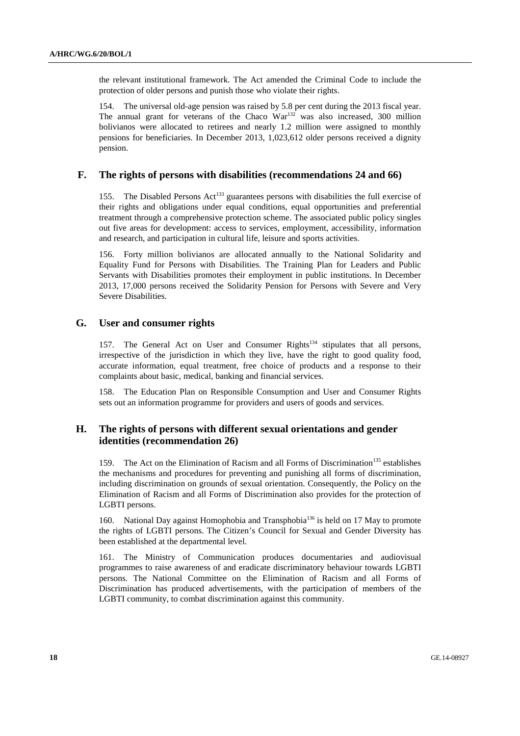the relevant institutional framework. The Act amended the Criminal Code to include the protection of older persons and punish those who violate their rights.

154. The universal old-age pension was raised by 5.8 per cent during the 2013 fiscal year. The annual grant for veterans of the Chaco War[132] was also increased, 300 million bolivianos were allocated to retirees and nearly 1.2 million were assigned to monthly pensions for beneficiaries. In December 2013, 1,023,612 older persons received a dignity pension.

## F. The rights of persons with disabilities (recommendations 24 and 66)

155. The Disabled Persons Act[133] guarantees persons with disabilities the full exercise of their rights and obligations under equal conditions, equal opportunities and preferential treatment through a comprehensive protection scheme. The associated public policy singles out five areas for development: access to services, employment, accessibility, information and research, and participation in cultural life, leisure and sports activities.

156. Forty million bolivianos are allocated annually to the National Solidarity and Equality Fund for Persons with Disabilities. The Training Plan for Leaders and Public Servants with Disabilities promotes their employment in public institutions. In December 2013, 17,000 persons received the Solidarity Pension for Persons with Severe and Very Severe Disabilities.

## G. User and consumer rights

157. The General Act on User and Consumer Rights[134] stipulates that all persons, irrespective of the jurisdiction in which they live, have the right to good quality food, accurate information, equal treatment, free choice of products and a response to their complaints about basic, medical, banking and financial services.

158. The Education Plan on Responsible Consumption and User and Consumer Rights sets out an information programme for providers and users of goods and services.

## H. The rights of persons with different sexual orientations and gender identities (recommendation 26)

159. The Act on the Elimination of Racism and all Forms of Discrimination[135] establishes the mechanisms and procedures for preventing and punishing all forms of discrimination, including discrimination on grounds of sexual orientation. Consequently, the Policy on the Elimination of Racism and all Forms of Discrimination also provides for the protection of LGBTI persons.

160. National Day against Homophobia and Transphobia[136] is held on 17 May to promote the rights of LGBTI persons. The Citizen's Council for Sexual and Gender Diversity has been established at the departmental level.

161. The Ministry of Communication produces documentaries and audiovisual programmes to raise awareness of and eradicate discriminatory behaviour towards LGBTI persons. The National Committee on the Elimination of Racism and all Forms of Discrimination has produced advertisements, with the participation of members of the LGBTI community, to combat discrimination against this community.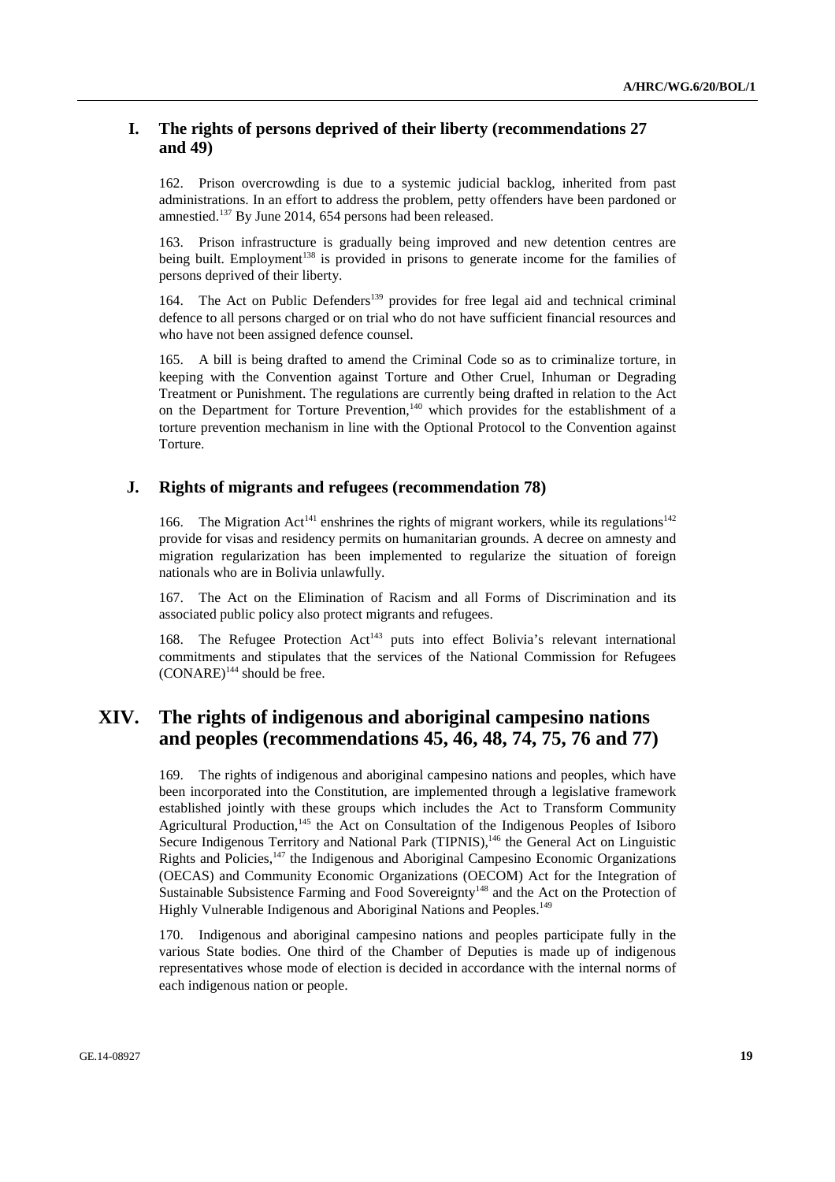## I. The rights of persons deprived of their liberty (recommendations 27 and 49)

162. Prison overcrowding is due to a systemic judicial backlog, inherited from past administrations. In an effort to address the problem, petty offenders have been pardoned or amnestied.[137] By June 2014, 654 persons had been released.

163. Prison infrastructure is gradually being improved and new detention centres are being built. Employment[138] is provided in prisons to generate income for the families of persons deprived of their liberty.

164. The Act on Public Defenders[139] provides for free legal aid and technical criminal defence to all persons charged or on trial who do not have sufficient financial resources and who have not been assigned defence counsel.

165. A bill is being drafted to amend the Criminal Code so as to criminalize torture, in keeping with the Convention against Torture and Other Cruel, Inhuman or Degrading Treatment or Punishment. The regulations are currently being drafted in relation to the Act on the Department for Torture Prevention,[140] which provides for the establishment of a torture prevention mechanism in line with the Optional Protocol to the Convention against Torture.

## J. Rights of migrants and refugees (recommendation 78)

166. The Migration Act[141] enshrines the rights of migrant workers, while its regulations[142] provide for visas and residency permits on humanitarian grounds. A decree on amnesty and migration regularization has been implemented to regularize the situation of foreign nationals who are in Bolivia unlawfully.

167. The Act on the Elimination of Racism and all Forms of Discrimination and its associated public policy also protect migrants and refugees.

168. The Refugee Protection Act[143] puts into effect Bolivia's relevant international commitments and stipulates that the services of the National Commission for Refugees (CONARE)[144] should be free.

# XIV. The rights of indigenous and aboriginal campesino nations and peoples (recommendations 45, 46, 48, 74, 75, 76 and 77)

169. The rights of indigenous and aboriginal campesino nations and peoples, which have been incorporated into the Constitution, are implemented through a legislative framework established jointly with these groups which includes the Act to Transform Community Agricultural Production,[145] the Act on Consultation of the Indigenous Peoples of Isiboro Secure Indigenous Territory and National Park (TIPNIS),[146] the General Act on Linguistic Rights and Policies,[147] the Indigenous and Aboriginal Campesino Economic Organizations (OECAS) and Community Economic Organizations (OECOM) Act for the Integration of Sustainable Subsistence Farming and Food Sovereignty[148] and the Act on the Protection of Highly Vulnerable Indigenous and Aboriginal Nations and Peoples.[149]

170. Indigenous and aboriginal campesino nations and peoples participate fully in the various State bodies. One third of the Chamber of Deputies is made up of indigenous representatives whose mode of election is decided in accordance with the internal norms of each indigenous nation or people.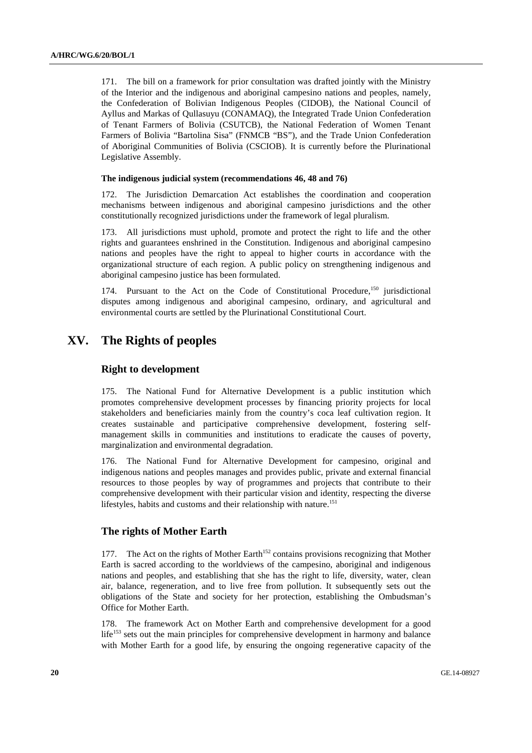171. The bill on a framework for prior consultation was drafted jointly with the Ministry of the Interior and the indigenous and aboriginal campesino nations and peoples, namely, the Confederation of Bolivian Indigenous Peoples (CIDOB), the National Council of Ayllus and Markas of Qullasuyu (CONAMAQ), the Integrated Trade Union Confederation of Tenant Farmers of Bolivia (CSUTCB), the National Federation of Women Tenant Farmers of Bolivia "Bartolina Sisa" (FNMCB "BS"), and the Trade Union Confederation of Aboriginal Communities of Bolivia (CSCIOB). It is currently before the Plurinational Legislative Assembly.

#### The indigenous judicial system (recommendations 46, 48 and 76)

172. The Jurisdiction Demarcation Act establishes the coordination and cooperation mechanisms between indigenous and aboriginal campesino jurisdictions and the other constitutionally recognized jurisdictions under the framework of legal pluralism.

173. All jurisdictions must uphold, promote and protect the right to life and the other rights and guarantees enshrined in the Constitution. Indigenous and aboriginal campesino nations and peoples have the right to appeal to higher courts in accordance with the organizational structure of each region. A public policy on strengthening indigenous and aboriginal campesino justice has been formulated.

174. Pursuant to the Act on the Code of Constitutional Procedure,[150] jurisdictional disputes among indigenous and aboriginal campesino, ordinary, and agricultural and environmental courts are settled by the Plurinational Constitutional Court.

## XV. The Rights of peoples

### Right to development

175. The National Fund for Alternative Development is a public institution which promotes comprehensive development processes by financing priority projects for local stakeholders and beneficiaries mainly from the country's coca leaf cultivation region. It creates sustainable and participative comprehensive development, fostering self-management skills in communities and institutions to eradicate the causes of poverty, marginalization and environmental degradation.

176. The National Fund for Alternative Development for campesino, original and indigenous nations and peoples manages and provides public, private and external financial resources to those peoples by way of programmes and projects that contribute to their comprehensive development with their particular vision and identity, respecting the diverse lifestyles, habits and customs and their relationship with nature.[151]

### The rights of Mother Earth

177. The Act on the rights of Mother Earth[152] contains provisions recognizing that Mother Earth is sacred according to the worldviews of the campesino, aboriginal and indigenous nations and peoples, and establishing that she has the right to life, diversity, water, clean air, balance, regeneration, and to live free from pollution. It subsequently sets out the obligations of the State and society for her protection, establishing the Ombudsman's Office for Mother Earth.

178. The framework Act on Mother Earth and comprehensive development for a good life[153] sets out the main principles for comprehensive development in harmony and balance with Mother Earth for a good life, by ensuring the ongoing regenerative capacity of the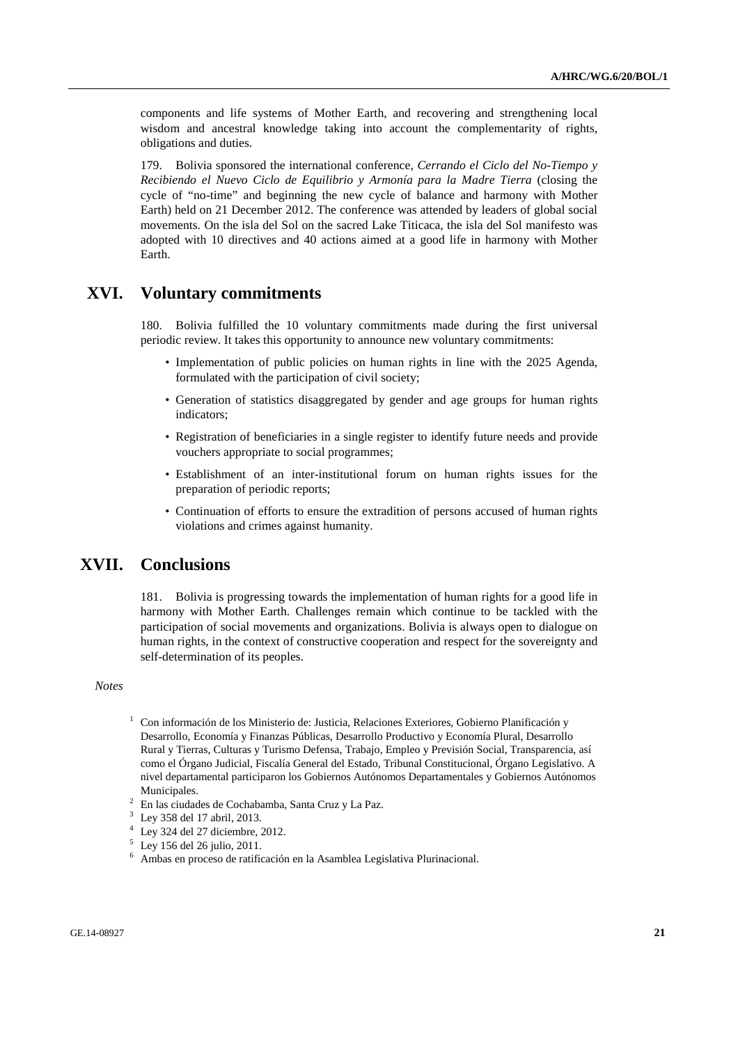components and life systems of Mother Earth, and recovering and strengthening local wisdom and ancestral knowledge taking into account the complementarity of rights, obligations and duties.

179. Bolivia sponsored the international conference, *Cerrando el Ciclo del No-Tiempo y Recibiendo el Nuevo Ciclo de Equilibrio y Armonía para la Madre Tierra* (closing the cycle of "no-time" and beginning the new cycle of balance and harmony with Mother Earth) held on 21 December 2012. The conference was attended by leaders of global social movements. On the isla del Sol on the sacred Lake Titicaca, the isla del Sol manifesto was adopted with 10 directives and 40 actions aimed at a good life in harmony with Mother Earth.

## XVI. Voluntary commitments

180. Bolivia fulfilled the 10 voluntary commitments made during the first universal periodic review. It takes this opportunity to announce new voluntary commitments:

- Implementation of public policies on human rights in line with the 2025 Agenda, formulated with the participation of civil society;
- Generation of statistics disaggregated by gender and age groups for human rights indicators;
- Registration of beneficiaries in a single register to identify future needs and provide vouchers appropriate to social programmes;
- Establishment of an inter-institutional forum on human rights issues for the preparation of periodic reports;
- Continuation of efforts to ensure the extradition of persons accused of human rights violations and crimes against humanity.

## XVII. Conclusions

181. Bolivia is progressing towards the implementation of human rights for a good life in harmony with Mother Earth. Challenges remain which continue to be tackled with the participation of social movements and organizations. Bolivia is always open to dialogue on human rights, in the context of constructive cooperation and respect for the sovereignty and self-determination of its peoples.

*Notes*

[1] Con información de los Ministerio de: Justicia, Relaciones Exteriores, Gobierno Planificación y Desarrollo, Economía y Finanzas Públicas, Desarrollo Productivo y Economía Plural, Desarrollo Rural y Tierras, Culturas y Turismo Defensa, Trabajo, Empleo y Previsión Social, Transparencia, así como el Órgano Judicial, Fiscalía General del Estado, Tribunal Constitucional, Órgano Legislativo. A nivel departamental participaron los Gobiernos Autónomos Departamentales y Gobiernos Autónomos Municipales.

[2] En las ciudades de Cochabamba, Santa Cruz y La Paz.

[3] Ley 358 del 17 abril, 2013.

[4] Ley 324 del 27 diciembre, 2012.

[5] Ley 156 del 26 julio, 2011.

[6] Ambas en proceso de ratificación en la Asamblea Legislativa Plurinacional.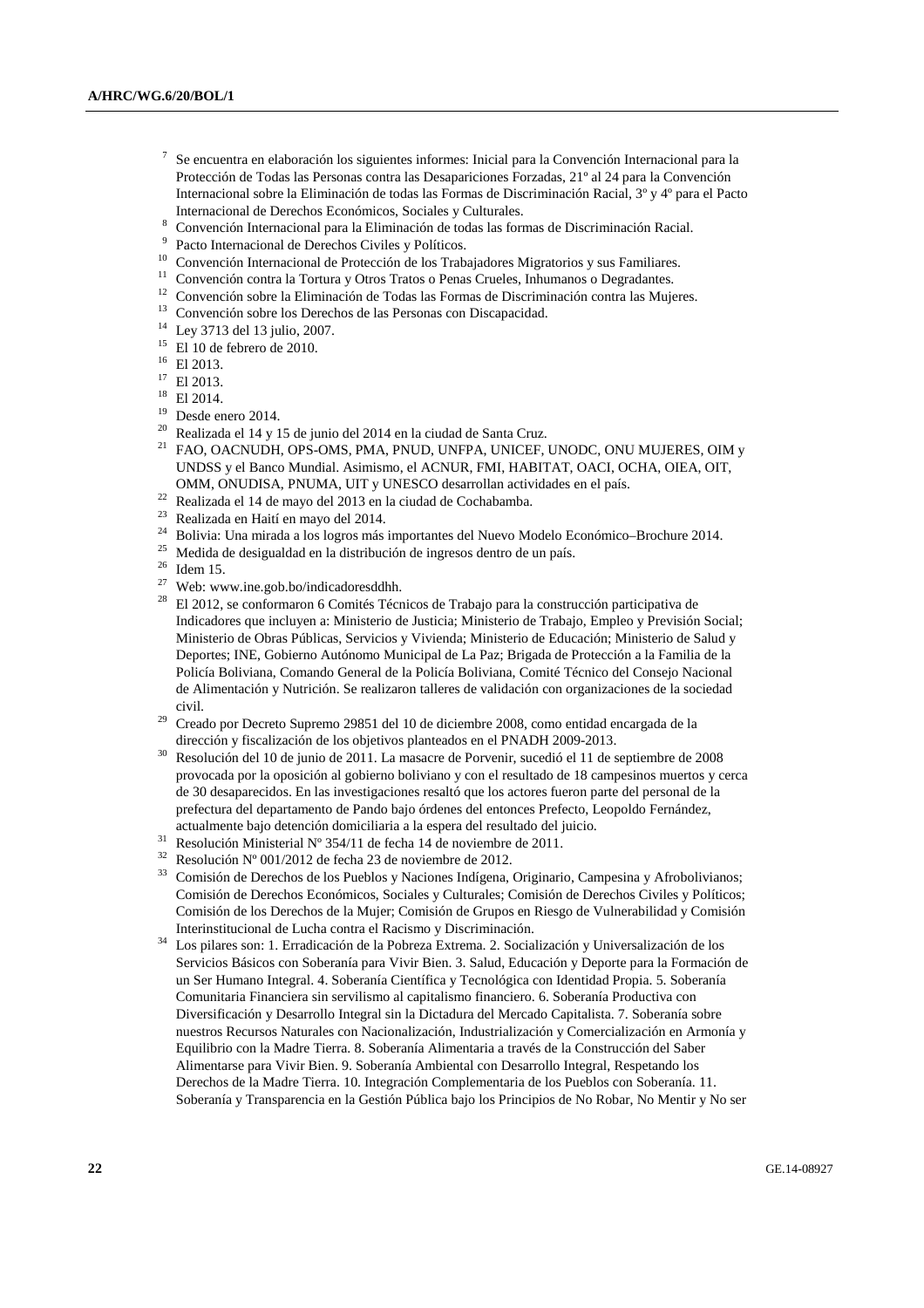[7] Se encuentra en elaboración los siguientes informes: Inicial para la Convención Internacional para la Protección de Todas las Personas contra las Desapariciones Forzadas, 21º al 24 para la Convención Internacional sobre la Eliminación de todas las Formas de Discriminación Racial, 3º y 4º para el Pacto Internacional de Derechos Económicos, Sociales y Culturales.

[8] Convención Internacional para la Eliminación de todas las formas de Discriminación Racial.

[9] Pacto Internacional de Derechos Civiles y Políticos.

[10] Convención Internacional de Protección de los Trabajadores Migratorios y sus Familiares.

[11] Convención contra la Tortura y Otros Tratos o Penas Crueles, Inhumanos o Degradantes.

[12] Convención sobre la Eliminación de Todas las Formas de Discriminación contra las Mujeres.

[13] Convención sobre los Derechos de las Personas con Discapacidad.

[14] Ley 3713 del 13 julio, 2007.

[15] El 10 de febrero de 2010.

[16] El 2013.

[17] El 2013.

[18] El 2014.

[19] Desde enero 2014.

[20] Realizada el 14 y 15 de junio del 2014 en la ciudad de Santa Cruz.

[21] FAO, OACNUDH, OPS-OMS, PMA, PNUD, UNFPA, UNICEF, UNODC, ONU MUJERES, OIM y UNDSS y el Banco Mundial. Asimismo, el ACNUR, FMI, HABITAT, OACI, OCHA, OIEA, OIT, OMM, ONUDISA, PNUMA, UIT y UNESCO desarrollan actividades en el país.

[22] Realizada el 14 de mayo del 2013 en la ciudad de Cochabamba.

[23] Realizada en Haití en mayo del 2014.

[24] Bolivia: Una mirada a los logros más importantes del Nuevo Modelo Económico–Brochure 2014.

[25] Medida de desigualdad en la distribución de ingresos dentro de un país.

[26] Idem 15.

[27] Web: www.ine.gob.bo/indicadoresddhh.

[28] El 2012, se conformaron 6 Comités Técnicos de Trabajo para la construcción participativa de Indicadores que incluyen a: Ministerio de Justicia; Ministerio de Trabajo, Empleo y Previsión Social; Ministerio de Obras Públicas, Servicios y Vivienda; Ministerio de Educación; Ministerio de Salud y Deportes; INE, Gobierno Autónomo Municipal de La Paz; Brigada de Protección a la Familia de la Policía Boliviana, Comando General de la Policía Boliviana, Comité Técnico del Consejo Nacional de Alimentación y Nutrición. Se realizaron talleres de validación con organizaciones de la sociedad civil.

[29] Creado por Decreto Supremo 29851 del 10 de diciembre 2008, como entidad encargada de la dirección y fiscalización de los objetivos planteados en el PNADH 2009-2013.

[30] Resolución del 10 de junio de 2011. La masacre de Porvenir, sucedió el 11 de septiembre de 2008 provocada por la oposición al gobierno boliviano y con el resultado de 18 campesinos muertos y cerca de 30 desaparecidos. En las investigaciones resaltó que los actores fueron parte del personal de la prefectura del departamento de Pando bajo órdenes del entonces Prefecto, Leopoldo Fernández, actualmente bajo detención domiciliaria a la espera del resultado del juicio.

[31] Resolución Ministerial Nº 354/11 de fecha 14 de noviembre de 2011.

[32] Resolución Nº 001/2012 de fecha 23 de noviembre de 2012.

[33] Comisión de Derechos de los Pueblos y Naciones Indígena, Originario, Campesina y Afrobolivianos; Comisión de Derechos Económicos, Sociales y Culturales; Comisión de Derechos Civiles y Políticos; Comisión de los Derechos de la Mujer; Comisión de Grupos en Riesgo de Vulnerabilidad y Comisión Interinstitucional de Lucha contra el Racismo y Discriminación.

[34] Los pilares son: 1. Erradicación de la Pobreza Extrema. 2. Socialización y Universalización de los Servicios Básicos con Soberanía para Vivir Bien. 3. Salud, Educación y Deporte para la Formación de un Ser Humano Integral. 4. Soberanía Científica y Tecnológica con Identidad Propia. 5. Soberanía Comunitaria Financiera sin servilismo al capitalismo financiero. 6. Soberanía Productiva con Diversificación y Desarrollo Integral sin la Dictadura del Mercado Capitalista. 7. Soberanía sobre nuestros Recursos Naturales con Nacionalización, Industrialización y Comercialización en Armonía y Equilibrio con la Madre Tierra. 8. Soberanía Alimentaria a través de la Construcción del Saber Alimentarse para Vivir Bien. 9. Soberanía Ambiental con Desarrollo Integral, Respetando los Derechos de la Madre Tierra. 10. Integración Complementaria de los Pueblos con Soberanía. 11. Soberanía y Transparencia en la Gestión Pública bajo los Principios de No Robar, No Mentir y No ser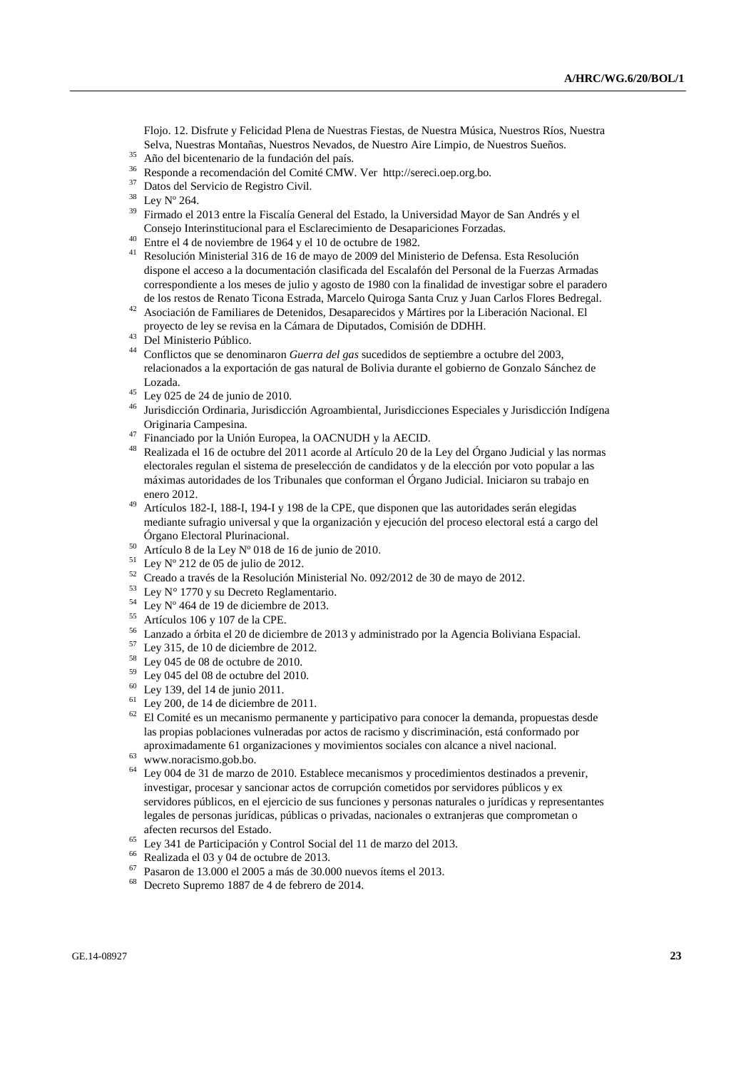Flojo. 12. Disfrute y Felicidad Plena de Nuestras Fiestas, de Nuestra Música, Nuestros Ríos, Nuestra Selva, Nuestras Montañas, Nuestros Nevados, de Nuestro Aire Limpio, de Nuestros Sueños.

[35] Año del bicentenario de la fundación del país.

[36] Responde a recomendación del Comité CMW. Ver http://sereci.oep.org.bo.

[37] Datos del Servicio de Registro Civil.

[38] Ley Nº 264.

[39] Firmado el 2013 entre la Fiscalía General del Estado, la Universidad Mayor de San Andrés y el Consejo Interinstitucional para el Esclarecimiento de Desapariciones Forzadas.

[40] Entre el 4 de noviembre de 1964 y el 10 de octubre de 1982.

[41] Resolución Ministerial 316 de 16 de mayo de 2009 del Ministerio de Defensa. Esta Resolución dispone el acceso a la documentación clasificada del Escalafón del Personal de la Fuerzas Armadas correspondiente a los meses de julio y agosto de 1980 con la finalidad de investigar sobre el paradero de los restos de Renato Ticona Estrada, Marcelo Quiroga Santa Cruz y Juan Carlos Flores Bedregal.

[42] Asociación de Familiares de Detenidos, Desaparecidos y Mártires por la Liberación Nacional. El proyecto de ley se revisa en la Cámara de Diputados, Comisión de DDHH.

[43] Del Ministerio Público.

[44] Conflictos que se denominaron *Guerra del gas* sucedidos de septiembre a octubre del 2003, relacionados a la exportación de gas natural de Bolivia durante el gobierno de Gonzalo Sánchez de Lozada.

[45] Ley 025 de 24 de junio de 2010.

[46] Jurisdicción Ordinaria, Jurisdicción Agroambiental, Jurisdicciones Especiales y Jurisdicción Indígena Originaria Campesina.

[47] Financiado por la Unión Europea, la OACNUDH y la AECID.

[48] Realizada el 16 de octubre del 2011 acorde al Artículo 20 de la Ley del Órgano Judicial y las normas electorales regulan el sistema de preselección de candidatos y de la elección por voto popular a las máximas autoridades de los Tribunales que conforman el Órgano Judicial. Iniciaron su trabajo en enero 2012.

[49] Artículos 182-I, 188-I, 194-I y 198 de la CPE, que disponen que las autoridades serán elegidas mediante sufragio universal y que la organización y ejecución del proceso electoral está a cargo del Órgano Electoral Plurinacional.

[50] Artículo 8 de la Ley Nº 018 de 16 de junio de 2010.

[51] Ley Nº 212 de 05 de julio de 2012.

[52] Creado a través de la Resolución Ministerial No. 092/2012 de 30 de mayo de 2012.

[53] Ley N° 1770 y su Decreto Reglamentario.

[54] Ley Nº 464 de 19 de diciembre de 2013.

[55] Artículos 106 y 107 de la CPE.

[56] Lanzado a órbita el 20 de diciembre de 2013 y administrado por la Agencia Boliviana Espacial.

[57] Ley 315, de 10 de diciembre de 2012.

[58] Ley 045 de 08 de octubre de 2010.

[59] Ley 045 del 08 de octubre del 2010.

[60] Ley 139, del 14 de junio 2011.

[61] Ley 200, de 14 de diciembre de 2011.

[62] El Comité es un mecanismo permanente y participativo para conocer la demanda, propuestas desde las propias poblaciones vulneradas por actos de racismo y discriminación, está conformado por aproximadamente 61 organizaciones y movimientos sociales con alcance a nivel nacional.

[63] www.noracismo.gob.bo.

[64] Ley 004 de 31 de marzo de 2010. Establece mecanismos y procedimientos destinados a prevenir, investigar, procesar y sancionar actos de corrupción cometidos por servidores públicos y ex servidores públicos, en el ejercicio de sus funciones y personas naturales o jurídicas y representantes legales de personas jurídicas, públicas o privadas, nacionales o extranjeras que comprometan o afecten recursos del Estado.

[65] Ley 341 de Participación y Control Social del 11 de marzo del 2013.

[66] Realizada el 03 y 04 de octubre de 2013.

[67] Pasaron de 13.000 el 2005 a más de 30.000 nuevos ítems el 2013.

[68] Decreto Supremo 1887 de 4 de febrero de 2014.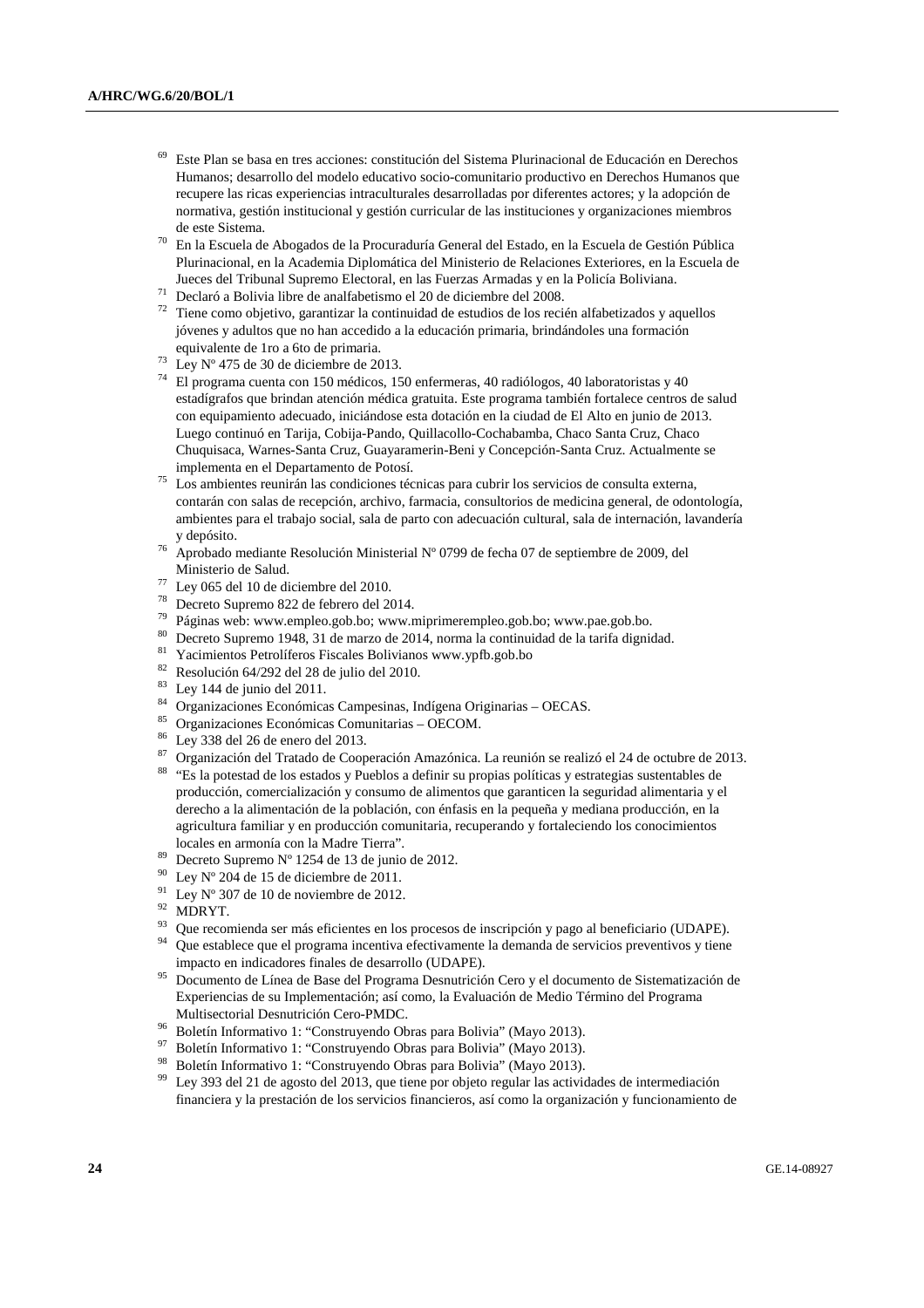[69] Este Plan se basa en tres acciones: constitución del Sistema Plurinacional de Educación en Derechos Humanos; desarrollo del modelo educativo socio-comunitario productivo en Derechos Humanos que recupere las ricas experiencias intraculturales desarrolladas por diferentes actores; y la adopción de normativa, gestión institucional y gestión curricular de las instituciones y organizaciones miembros de este Sistema.

[70] En la Escuela de Abogados de la Procuraduría General del Estado, en la Escuela de Gestión Pública Plurinacional, en la Academia Diplomática del Ministerio de Relaciones Exteriores, en la Escuela de Jueces del Tribunal Supremo Electoral, en las Fuerzas Armadas y en la Policía Boliviana.

[71] Declaró a Bolivia libre de analfabetismo el 20 de diciembre del 2008.

[72] Tiene como objetivo, garantizar la continuidad de estudios de los recién alfabetizados y aquellos jóvenes y adultos que no han accedido a la educación primaria, brindándoles una formación equivalente de 1ro a 6to de primaria.

[73] Ley Nº 475 de 30 de diciembre de 2013.

[74] El programa cuenta con 150 médicos, 150 enfermeras, 40 radiólogos, 40 laboratoristas y 40 estadígrafos que brindan atención médica gratuita. Este programa también fortalece centros de salud con equipamiento adecuado, iniciándose esta dotación en la ciudad de El Alto en junio de 2013. Luego continuó en Tarija, Cobija-Pando, Quillacollo-Cochabamba, Chaco Santa Cruz, Chaco Chuquisaca, Warnes-Santa Cruz, Guayaramerin-Beni y Concepción-Santa Cruz. Actualmente se implementa en el Departamento de Potosí.

[75] Los ambientes reunirán las condiciones técnicas para cubrir los servicios de consulta externa, contarán con salas de recepción, archivo, farmacia, consultorios de medicina general, de odontología, ambientes para el trabajo social, sala de parto con adecuación cultural, sala de internación, lavandería y depósito.

[76] Aprobado mediante Resolución Ministerial Nº 0799 de fecha 07 de septiembre de 2009, del Ministerio de Salud.

[77] Ley 065 del 10 de diciembre del 2010.

[78] Decreto Supremo 822 de febrero del 2014.

[79] Páginas web: www.empleo.gob.bo; www.miprimerempleo.gob.bo; www.pae.gob.bo.

[80] Decreto Supremo 1948, 31 de marzo de 2014, norma la continuidad de la tarifa dignidad.

[81] Yacimientos Petrolíferos Fiscales Bolivianos www.ypfb.gob.bo

[82] Resolución 64/292 del 28 de julio del 2010.

[83] Ley 144 de junio del 2011.

[84] Organizaciones Económicas Campesinas, Indígena Originarias – OECAS.

[85] Organizaciones Económicas Comunitarias – OECOM.

[86] Ley 338 del 26 de enero del 2013.

[87] Organización del Tratado de Cooperación Amazónica. La reunión se realizó el 24 de octubre de 2013.

[88] "Es la potestad de los estados y Pueblos a definir su propias políticas y estrategias sustentables de producción, comercialización y consumo de alimentos que garanticen la seguridad alimentaria y el derecho a la alimentación de la población, con énfasis en la pequeña y mediana producción, en la agricultura familiar y en producción comunitaria, recuperando y fortaleciendo los conocimientos locales en armonía con la Madre Tierra".

[89] Decreto Supremo Nº 1254 de 13 de junio de 2012.

[90] Ley Nº 204 de 15 de diciembre de 2011.

[91] Ley Nº 307 de 10 de noviembre de 2012.

[92] MDRYT.

[93] Que recomienda ser más eficientes en los procesos de inscripción y pago al beneficiario (UDAPE).

[94] Que establece que el programa incentiva efectivamente la demanda de servicios preventivos y tiene impacto en indicadores finales de desarrollo (UDAPE).

[95] Documento de Línea de Base del Programa Desnutrición Cero y el documento de Sistematización de Experiencias de su Implementación; así como, la Evaluación de Medio Término del Programa Multisectorial Desnutrición Cero-PMDC.

[96] Boletín Informativo 1: "Construyendo Obras para Bolivia" (Mayo 2013).

[97] Boletín Informativo 1: "Construyendo Obras para Bolivia" (Mayo 2013).

[98] Boletín Informativo 1: "Construyendo Obras para Bolivia" (Mayo 2013).

[99] Ley 393 del 21 de agosto del 2013, que tiene por objeto regular las actividades de intermediación financiera y la prestación de los servicios financieros, así como la organización y funcionamiento de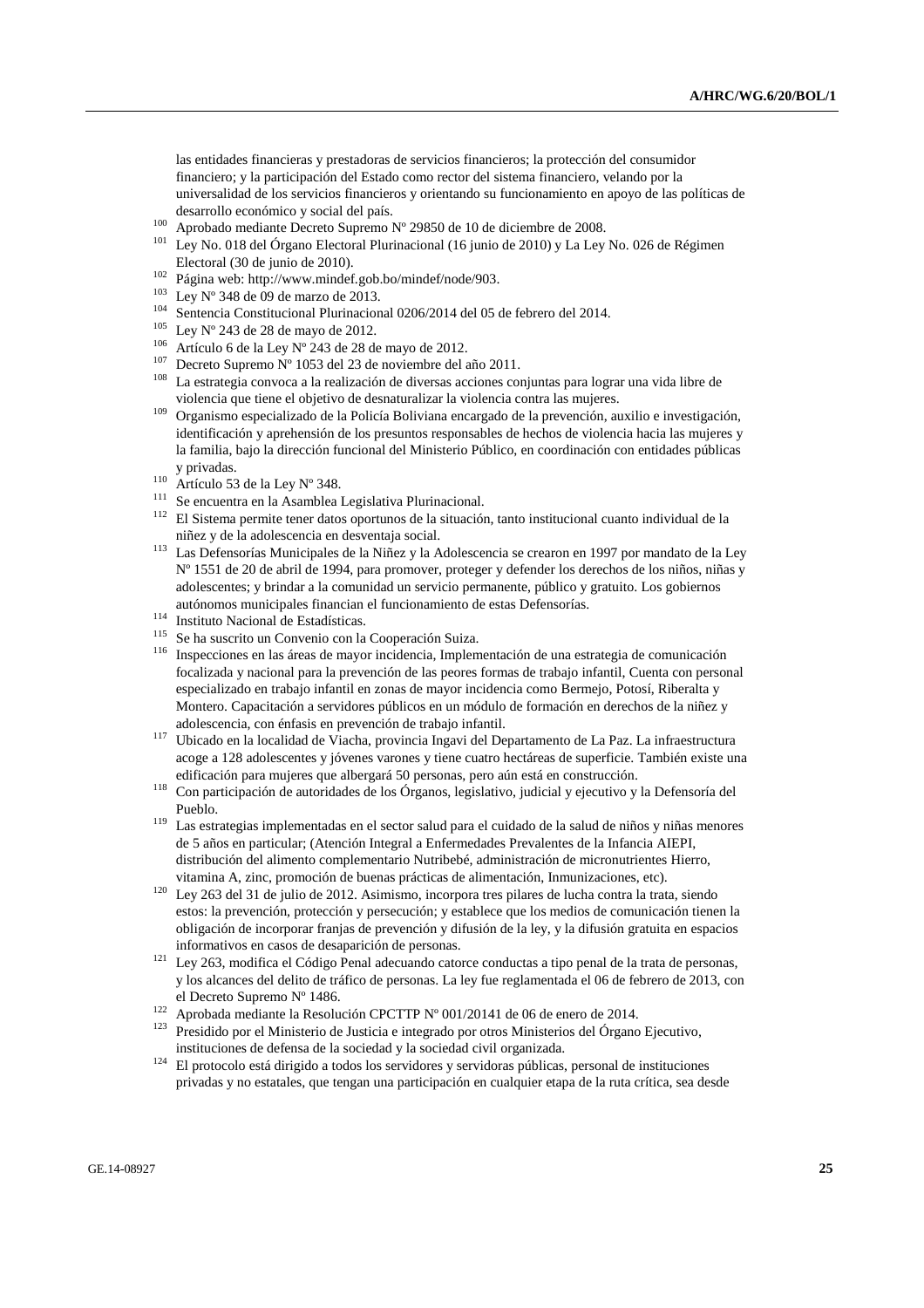las entidades financieras y prestadoras de servicios financieros; la protección del consumidor financiero; y la participación del Estado como rector del sistema financiero, velando por la universalidad de los servicios financieros y orientando su funcionamiento en apoyo de las políticas de desarrollo económico y social del país.

[100] Aprobado mediante Decreto Supremo Nº 29850 de 10 de diciembre de 2008.

[101] Ley No. 018 del Órgano Electoral Plurinacional (16 junio de 2010) y La Ley No. 026 de Régimen Electoral (30 de junio de 2010).

[102] Página web: http://www.mindef.gob.bo/mindef/node/903.

[103] Ley Nº 348 de 09 de marzo de 2013.

[104] Sentencia Constitucional Plurinacional 0206/2014 del 05 de febrero del 2014.

[105] Ley Nº 243 de 28 de mayo de 2012.

[106] Artículo 6 de la Ley Nº 243 de 28 de mayo de 2012.

[107] Decreto Supremo Nº 1053 del 23 de noviembre del año 2011.

[108] La estrategia convoca a la realización de diversas acciones conjuntas para lograr una vida libre de violencia que tiene el objetivo de desnaturalizar la violencia contra las mujeres.

[109] Organismo especializado de la Policía Boliviana encargado de la prevención, auxilio e investigación, identificación y aprehensión de los presuntos responsables de hechos de violencia hacia las mujeres y la familia, bajo la dirección funcional del Ministerio Público, en coordinación con entidades públicas y privadas.

[110] Artículo 53 de la Ley Nº 348.

[111] Se encuentra en la Asamblea Legislativa Plurinacional.

[112] El Sistema permite tener datos oportunos de la situación, tanto institucional cuanto individual de la niñez y de la adolescencia en desventaja social.

[113] Las Defensorías Municipales de la Niñez y la Adolescencia se crearon en 1997 por mandato de la Ley Nº 1551 de 20 de abril de 1994, para promover, proteger y defender los derechos de los niños, niñas y adolescentes; y brindar a la comunidad un servicio permanente, público y gratuito. Los gobiernos autónomos municipales financian el funcionamiento de estas Defensorías.

[114] Instituto Nacional de Estadísticas.

[115] Se ha suscrito un Convenio con la Cooperación Suiza.

[116] Inspecciones en las áreas de mayor incidencia, Implementación de una estrategia de comunicación focalizada y nacional para la prevención de las peores formas de trabajo infantil, Cuenta con personal especializado en trabajo infantil en zonas de mayor incidencia como Bermejo, Potosí, Riberalta y Montero. Capacitación a servidores públicos en un módulo de formación en derechos de la niñez y adolescencia, con énfasis en prevención de trabajo infantil.

[117] Ubicado en la localidad de Viacha, provincia Ingavi del Departamento de La Paz. La infraestructura acoge a 128 adolescentes y jóvenes varones y tiene cuatro hectáreas de superficie. También existe una edificación para mujeres que albergará 50 personas, pero aún está en construcción.

[118] Con participación de autoridades de los Órganos, legislativo, judicial y ejecutivo y la Defensoría del Pueblo.

[119] Las estrategias implementadas en el sector salud para el cuidado de la salud de niños y niñas menores de 5 años en particular; (Atención Integral a Enfermedades Prevalentes de la Infancia AIEPI, distribución del alimento complementario Nutribebé, administración de micronutrientes Hierro, vitamina A, zinc, promoción de buenas prácticas de alimentación, Inmunizaciones, etc).

[120] Ley 263 del 31 de julio de 2012. Asimismo, incorpora tres pilares de lucha contra la trata, siendo estos: la prevención, protección y persecución; y establece que los medios de comunicación tienen la obligación de incorporar franjas de prevención y difusión de la ley, y la difusión gratuita en espacios informativos en casos de desaparición de personas.

[121] Ley 263, modifica el Código Penal adecuando catorce conductas a tipo penal de la trata de personas, y los alcances del delito de tráfico de personas. La ley fue reglamentada el 06 de febrero de 2013, con el Decreto Supremo Nº 1486.

[122] Aprobada mediante la Resolución CPCTTP Nº 001/20141 de 06 de enero de 2014.

[123] Presidido por el Ministerio de Justicia e integrado por otros Ministerios del Órgano Ejecutivo, instituciones de defensa de la sociedad y la sociedad civil organizada.

[124] El protocolo está dirigido a todos los servidores y servidoras públicas, personal de instituciones privadas y no estatales, que tengan una participación en cualquier etapa de la ruta crítica, sea desde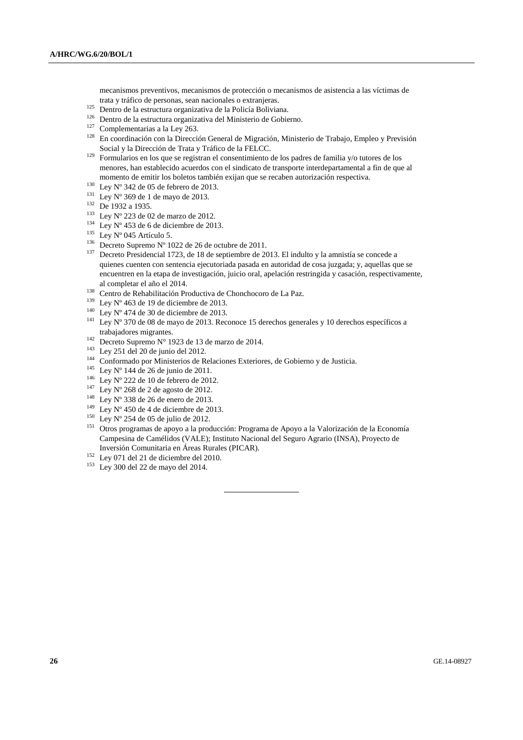mecanismos preventivos, mecanismos de protección o mecanismos de asistencia a las víctimas de trata y tráfico de personas, sean nacionales o extranjeras.

[125] Dentro de la estructura organizativa de la Policía Boliviana.

[126] Dentro de la estructura organizativa del Ministerio de Gobierno.

[127] Complementarias a la Ley 263.

[128] En coordinación con la Dirección General de Migración, Ministerio de Trabajo, Empleo y Previsión Social y la Dirección de Trata y Tráfico de la FELCC.

[129] Formularios en los que se registran el consentimiento de los padres de familia y/o tutores de los menores, han establecido acuerdos con el sindicato de transporte interdepartamental a fin de que al momento de emitir los boletos también exijan que se recaben autorización respectiva.

[130] Ley Nº 342 de 05 de febrero de 2013.

[131] Ley Nº 369 de 1 de mayo de 2013.

[132] De 1932 a 1935.

[133] Ley Nº 223 de 02 de marzo de 2012.

[134] Ley Nº 453 de 6 de diciembre de 2013.

[135] Ley Nº 045 Artículo 5.

[136] Decreto Supremo Nº 1022 de 26 de octubre de 2011.

[137] Decreto Presidencial 1723, de 18 de septiembre de 2013. El indulto y la amnistía se concede a quienes cuenten con sentencia ejecutoriada pasada en autoridad de cosa juzgada; y, aquellas que se encuentren en la etapa de investigación, juicio oral, apelación restringida y casación, respectivamente, al completar el año el 2014.

[138] Centro de Rehabilitación Productiva de Chonchocoro de La Paz.

[139] Ley Nº 463 de 19 de diciembre de 2013.

[140] Ley Nº 474 de 30 de diciembre de 2013.

[141] Ley Nº 370 de 08 de mayo de 2013. Reconoce 15 derechos generales y 10 derechos específicos a trabajadores migrantes.

[142] Decreto Supremo N° 1923 de 13 de marzo de 2014.

[143] Ley 251 del 20 de junio del 2012.

[144] Conformado por Ministerios de Relaciones Exteriores, de Gobierno y de Justicia.

[145] Ley Nº 144 de 26 de junio de 2011.

[146] Ley Nº 222 de 10 de febrero de 2012.

[147] Ley Nº 268 de 2 de agosto de 2012.

[148] Ley Nº 338 de 26 de enero de 2013.

[149] Ley Nº 450 de 4 de diciembre de 2013.

[150] Ley Nº 254 de 05 de julio de 2012.

[151] Otros programas de apoyo a la producción: Programa de Apoyo a la Valorización de la Economía Campesina de Camélidos (VALE); Instituto Nacional del Seguro Agrario (INSA), Proyecto de Inversión Comunitaria en Áreas Rurales (PICAR).

[152] Ley 071 del 21 de diciembre del 2010.

[153] Ley 300 del 22 de mayo del 2014.